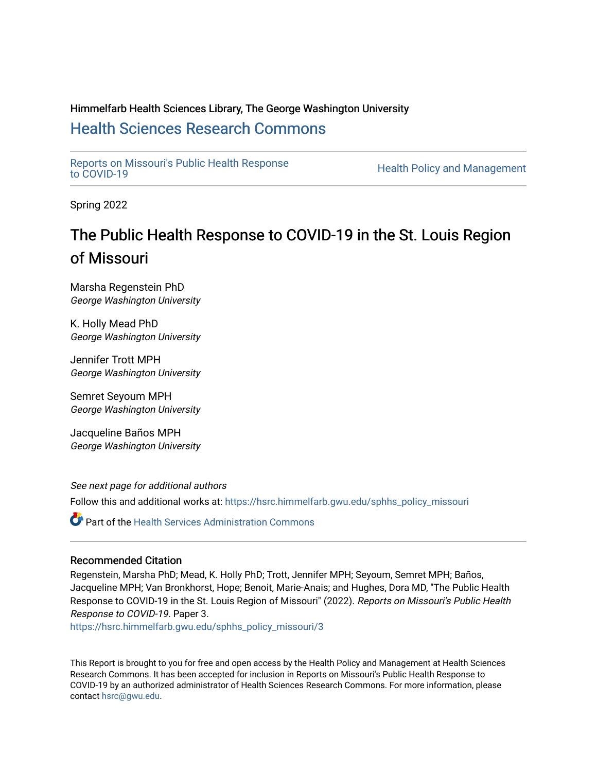Himmelfarb Health Sciences Library, The George Washington University

# Health Sciences Research Commons

Reports on Missouri's Public Health Response to COVID-19

Health Policy and Management

Spring 2022

## The Public Health Response to COVID-19 in the St. Louis Region of Missouri

Marsha Regenstein PhD
*George Washington University*

K. Holly Mead PhD
*George Washington University*

Jennifer Trott MPH
*George Washington University*

Semret Seyoum MPH
*George Washington University*

Jacqueline Baños MPH
*George Washington University*

*See next page for additional authors*

Follow this and additional works at: https://hsrc.himmelfarb.gwu.edu/sphhs_policy_missouri

Part of the Health Services Administration Commons

### Recommended Citation

Regenstein, Marsha PhD; Mead, K. Holly PhD; Trott, Jennifer MPH; Seyoum, Semret MPH; Baños, Jacqueline MPH; Van Bronkhorst, Hope; Benoit, Marie-Anais; and Hughes, Dora MD, "The Public Health Response to COVID-19 in the St. Louis Region of Missouri" (2022). *Reports on Missouri's Public Health Response to COVID-19.* Paper 3.
https://hsrc.himmelfarb.gwu.edu/sphhs_policy_missouri/3

This Report is brought to you for free and open access by the Health Policy and Management at Health Sciences Research Commons. It has been accepted for inclusion in Reports on Missouri's Public Health Response to COVID-19 by an authorized administrator of Health Sciences Research Commons. For more information, please contact hsrc@gwu.edu.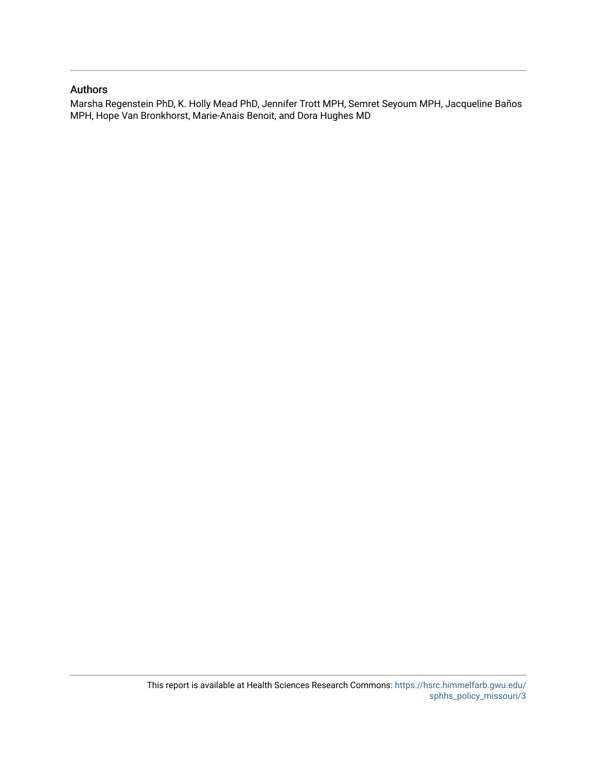## Authors

Marsha Regenstein PhD, K. Holly Mead PhD, Jennifer Trott MPH, Semret Seyoum MPH, Jacqueline Baños MPH, Hope Van Bronkhorst, Marie-Anais Benoit, and Dora Hughes MD

This report is available at Health Sciences Research Commons: https://hsrc.himmelfarb.gwu.edu/sphhs_policy_missouri/3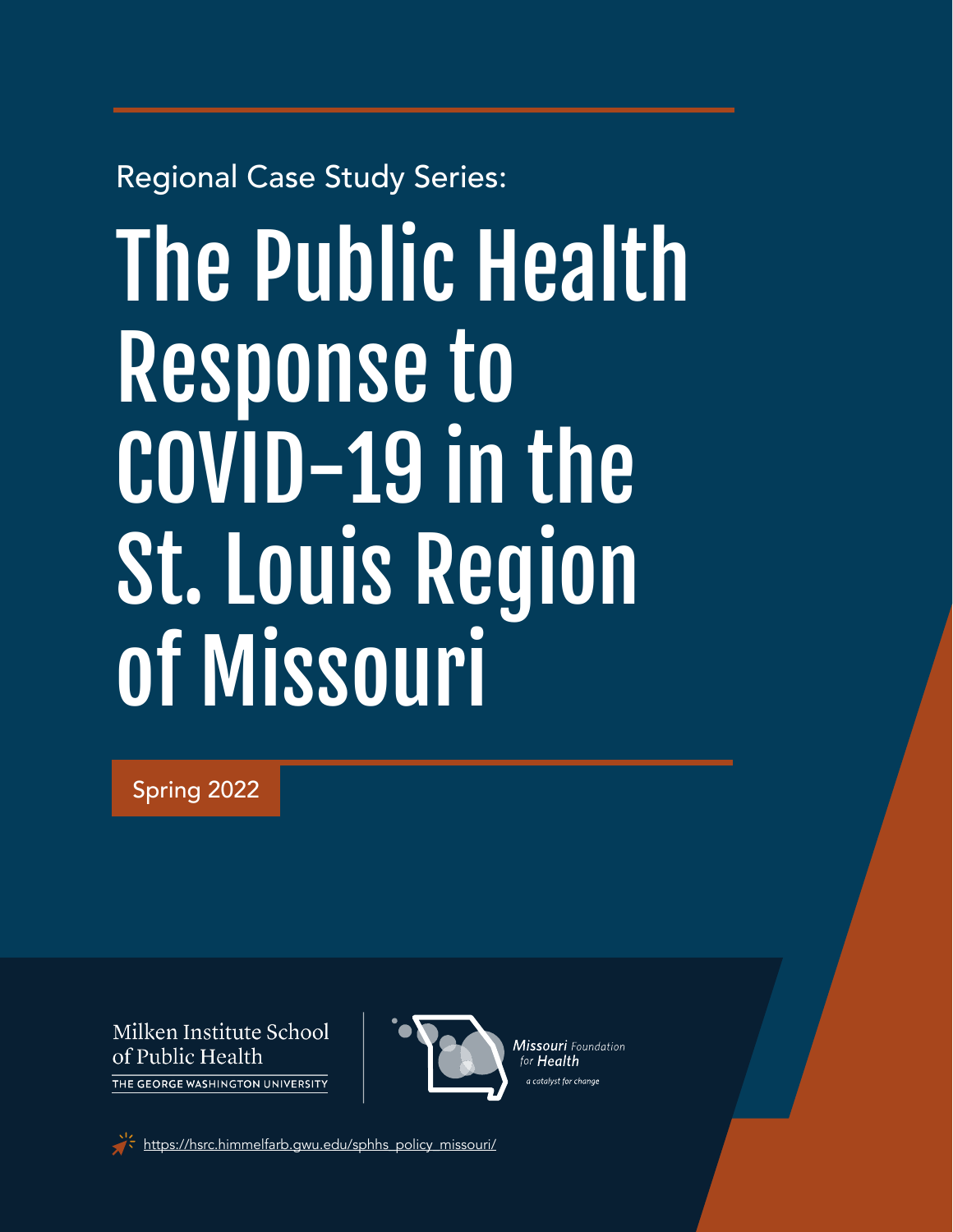Regional Case Study Series:

# The Public Health Response to COVID-19 in the St. Louis Region of Missouri

Spring 2022

Milken Institute School of Public Health

THE GEORGE WASHINGTON UNIVERSITY

Missouri Foundation for Health

a catalyst for change

https://hsrc.himmelfarb.gwu.edu/sphhs_policy_missouri/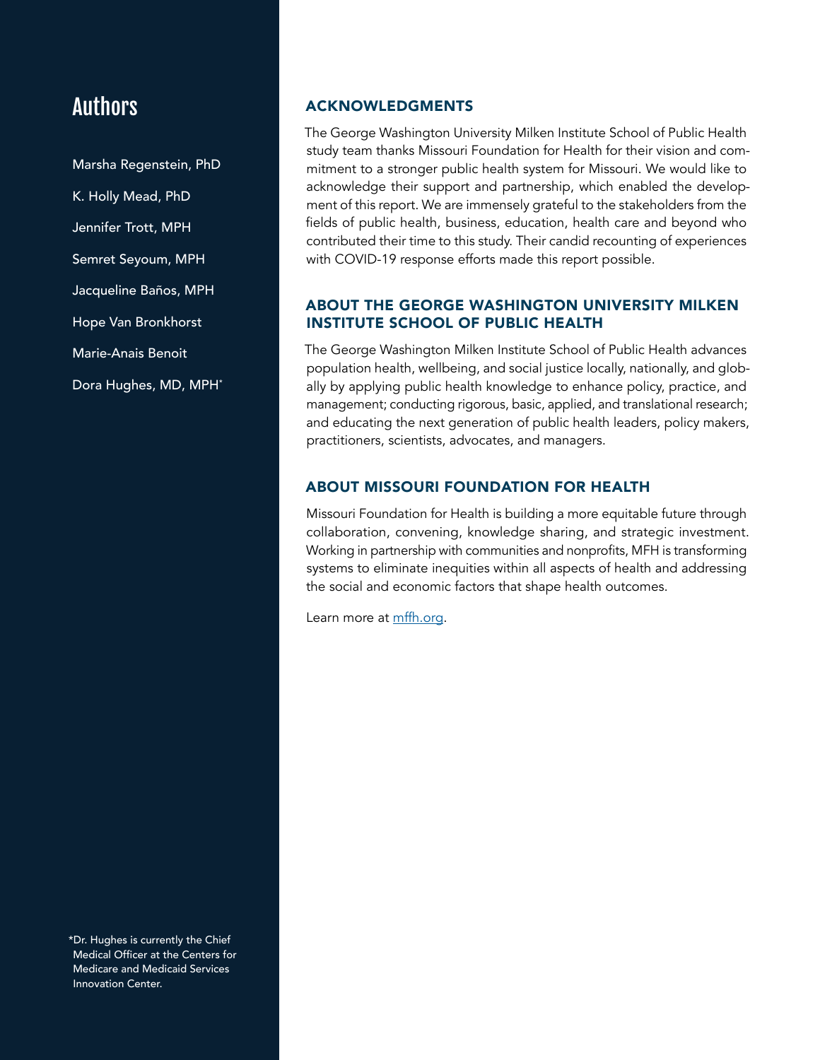## Authors

Marsha Regenstein, PhD

K. Holly Mead, PhD

Jennifer Trott, MPH

Semret Seyoum, MPH

Jacqueline Baños, MPH

Hope Van Bronkhorst

Marie-Anais Benoit

Dora Hughes, MD, MPH*

*Dr. Hughes is currently the Chief Medical Officer at the Centers for Medicare and Medicaid Services Innovation Center.

## ACKNOWLEDGMENTS

The George Washington University Milken Institute School of Public Health study team thanks Missouri Foundation for Health for their vision and commitment to a stronger public health system for Missouri. We would like to acknowledge their support and partnership, which enabled the development of this report. We are immensely grateful to the stakeholders from the fields of public health, business, education, health care and beyond who contributed their time to this study. Their candid recounting of experiences with COVID-19 response efforts made this report possible.

## ABOUT THE GEORGE WASHINGTON UNIVERSITY MILKEN INSTITUTE SCHOOL OF PUBLIC HEALTH

The George Washington Milken Institute School of Public Health advances population health, wellbeing, and social justice locally, nationally, and globally by applying public health knowledge to enhance policy, practice, and management; conducting rigorous, basic, applied, and translational research; and educating the next generation of public health leaders, policy makers, practitioners, scientists, advocates, and managers.

## ABOUT MISSOURI FOUNDATION FOR HEALTH

Missouri Foundation for Health is building a more equitable future through collaboration, convening, knowledge sharing, and strategic investment. Working in partnership with communities and nonprofits, MFH is transforming systems to eliminate inequities within all aspects of health and addressing the social and economic factors that shape health outcomes.

Learn more at mffh.org.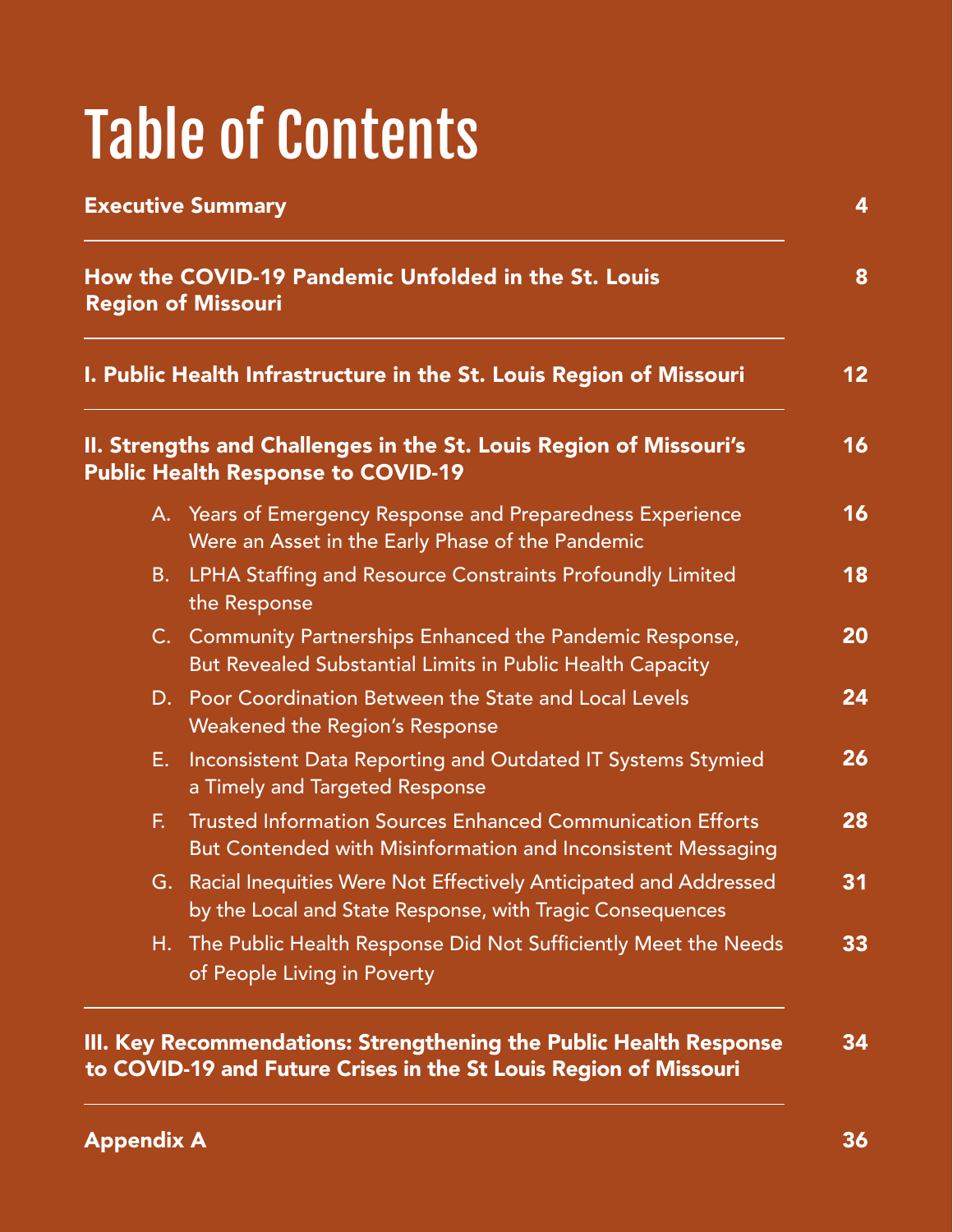# Table of Contents

| | |
|---|---|
| **Executive Summary** | **4** |
| **How the COVID-19 Pandemic Unfolded in the St. Louis Region of Missouri** | **8** |
| **I. Public Health Infrastructure in the St. Louis Region of Missouri** | **12** |
| **II. Strengths and Challenges in the St. Louis Region of Missouri's Public Health Response to COVID-19** | **16** |
| A. Years of Emergency Response and Preparedness Experience Were an Asset in the Early Phase of the Pandemic | **16** |
| B. LPHA Staffing and Resource Constraints Profoundly Limited the Response | **18** |
| C. Community Partnerships Enhanced the Pandemic Response, But Revealed Substantial Limits in Public Health Capacity | **20** |
| D. Poor Coordination Between the State and Local Levels Weakened the Region's Response | **24** |
| E. Inconsistent Data Reporting and Outdated IT Systems Stymied a Timely and Targeted Response | **26** |
| F. Trusted Information Sources Enhanced Communication Efforts But Contended with Misinformation and Inconsistent Messaging | **28** |
| G. Racial Inequities Were Not Effectively Anticipated and Addressed by the Local and State Response, with Tragic Consequences | **31** |
| H. The Public Health Response Did Not Sufficiently Meet the Needs of People Living in Poverty | **33** |
| **III. Key Recommendations: Strengthening the Public Health Response to COVID-19 and Future Crises in the St Louis Region of Missouri** | **34** |
| **Appendix A** | **36** |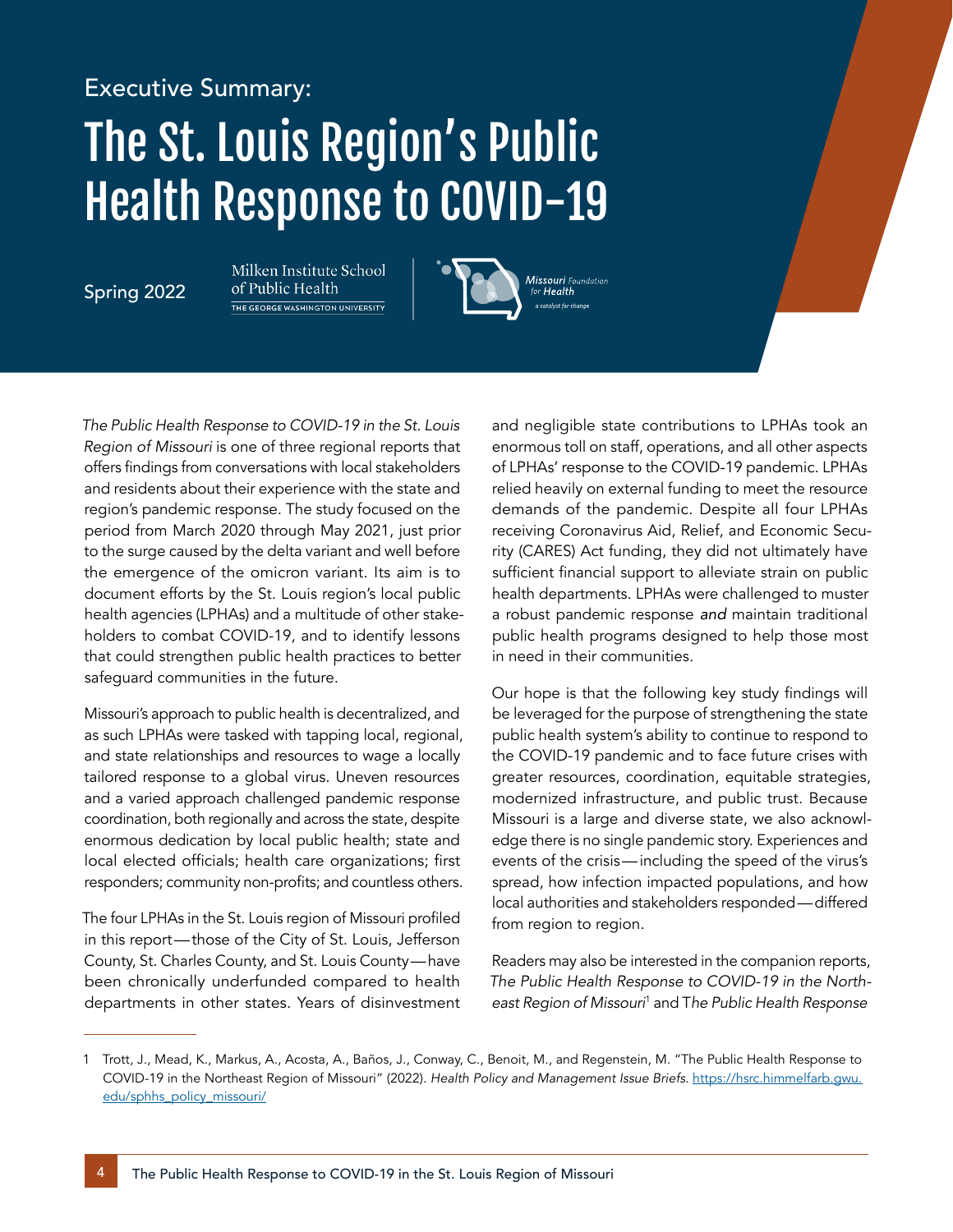Executive Summary:

# The St. Louis Region's Public Health Response to COVID-19

Spring 2022

Milken Institute School of Public Health
THE GEORGE WASHINGTON UNIVERSITY

Missouri Foundation for Health
a catalyst for change

*The Public Health Response to COVID-19 in the St. Louis Region of Missouri* is one of three regional reports that offers findings from conversations with local stakeholders and residents about their experience with the state and region's pandemic response. The study focused on the period from March 2020 through May 2021, just prior to the surge caused by the delta variant and well before the emergence of the omicron variant. Its aim is to document efforts by the St. Louis region's local public health agencies (LPHAs) and a multitude of other stakeholders to combat COVID-19, and to identify lessons that could strengthen public health practices to better safeguard communities in the future.

Missouri's approach to public health is decentralized, and as such LPHAs were tasked with tapping local, regional, and state relationships and resources to wage a locally tailored response to a global virus. Uneven resources and a varied approach challenged pandemic response coordination, both regionally and across the state, despite enormous dedication by local public health; state and local elected officials; health care organizations; first responders; community non-profits; and countless others.

The four LPHAs in the St. Louis region of Missouri profiled in this report—those of the City of St. Louis, Jefferson County, St. Charles County, and St. Louis County—have been chronically underfunded compared to health departments in other states. Years of disinvestment and negligible state contributions to LPHAs took an enormous toll on staff, operations, and all other aspects of LPHAs' response to the COVID-19 pandemic. LPHAs relied heavily on external funding to meet the resource demands of the pandemic. Despite all four LPHAs receiving Coronavirus Aid, Relief, and Economic Security (CARES) Act funding, they did not ultimately have sufficient financial support to alleviate strain on public health departments. LPHAs were challenged to muster a robust pandemic response *and* maintain traditional public health programs designed to help those most in need in their communities.

Our hope is that the following key study findings will be leveraged for the purpose of strengthening the state public health system's ability to continue to respond to the COVID-19 pandemic and to face future crises with greater resources, coordination, equitable strategies, modernized infrastructure, and public trust. Because Missouri is a large and diverse state, we also acknowledge there is no single pandemic story. Experiences and events of the crisis—including the speed of the virus's spread, how infection impacted populations, and how local authorities and stakeholders responded—differed from region to region.

Readers may also be interested in the companion reports, *The Public Health Response to COVID-19 in the Northeast Region of Missouri*[1] and T*he Public Health Response*

---

1 Trott, J., Mead, K., Markus, A., Acosta, A., Baños, J., Conway, C., Benoit, M., and Regenstein, M. "The Public Health Response to COVID-19 in the Northeast Region of Missouri" (2022). *Health Policy and Management Issue Briefs.* https://hsrc.himmelfarb.gwu.edu/sphhs_policy_missouri/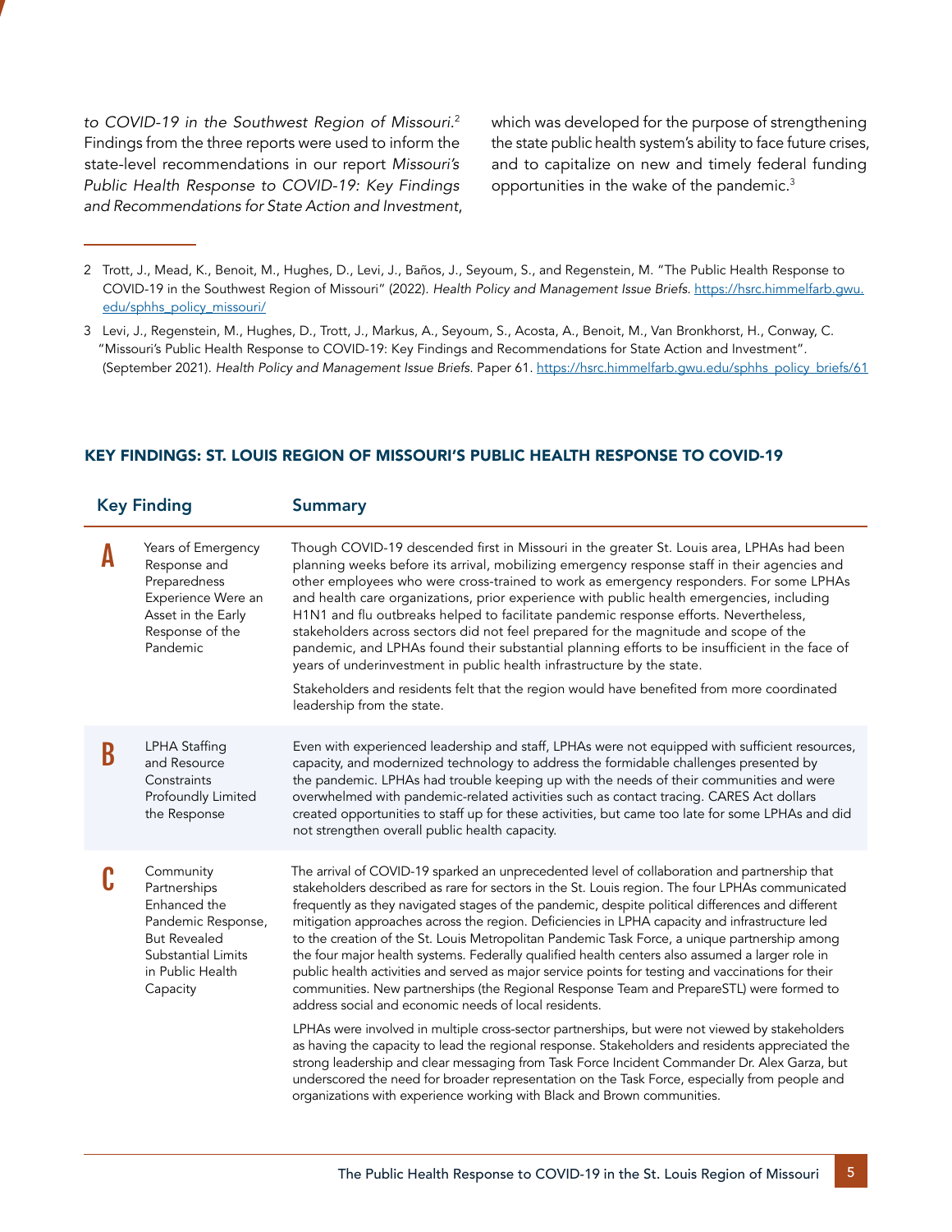*to COVID-19 in the Southwest Region of Missouri*.[2] Findings from the three reports were used to inform the state-level recommendations in our report *Missouri's Public Health Response to COVID-19: Key Findings and Recommendations for State Action and Investment*, which was developed for the purpose of strengthening the state public health system's ability to face future crises, and to capitalize on new and timely federal funding opportunities in the wake of the pandemic.[3]

2 Trott, J., Mead, K., Benoit, M., Hughes, D., Levi, J., Baños, J., Seyoum, S., and Regenstein, M. "The Public Health Response to COVID-19 in the Southwest Region of Missouri" (2022). *Health Policy and Management Issue Briefs*. https://hsrc.himmelfarb.gwu.edu/sphhs_policy_missouri/

3 Levi, J., Regenstein, M., Hughes, D., Trott, J., Markus, A., Seyoum, S., Acosta, A., Benoit, M., Van Bronkhorst, H., Conway, C. "Missouri's Public Health Response to COVID-19: Key Findings and Recommendations for State Action and Investment". (September 2021). *Health Policy and Management Issue Briefs*. Paper 61. https://hsrc.himmelfarb.gwu.edu/sphhs_policy_briefs/61

## KEY FINDINGS: ST. LOUIS REGION OF MISSOURI'S PUBLIC HEALTH RESPONSE TO COVID-19

| | Key Finding | Summary |
|---|---|---|
| **A** | Years of Emergency Response and Preparedness Experience Were an Asset in the Early Response of the Pandemic | Though COVID-19 descended first in Missouri in the greater St. Louis area, LPHAs had been planning weeks before its arrival, mobilizing emergency response staff in their agencies and other employees who were cross-trained to work as emergency responders. For some LPHAs and health care organizations, prior experience with public health emergencies, including H1N1 and flu outbreaks helped to facilitate pandemic response efforts. Nevertheless, stakeholders across sectors did not feel prepared for the magnitude and scope of the pandemic, and LPHAs found their substantial planning efforts to be insufficient in the face of years of underinvestment in public health infrastructure by the state.<br><br>Stakeholders and residents felt that the region would have benefited from more coordinated leadership from the state. |
| **B** | LPHA Staffing and Resource Constraints Profoundly Limited the Response | Even with experienced leadership and staff, LPHAs were not equipped with sufficient resources, capacity, and modernized technology to address the formidable challenges presented by the pandemic. LPHAs had trouble keeping up with the needs of their communities and were overwhelmed with pandemic-related activities such as contact tracing. CARES Act dollars created opportunities to staff up for these activities, but came too late for some LPHAs and did not strengthen overall public health capacity. |
| **C** | Community Partnerships Enhanced the Pandemic Response, But Revealed Substantial Limits in Public Health Capacity | The arrival of COVID-19 sparked an unprecedented level of collaboration and partnership that stakeholders described as rare for sectors in the St. Louis region. The four LPHAs communicated frequently as they navigated stages of the pandemic, despite political differences and different mitigation approaches across the region. Deficiencies in LPHA capacity and infrastructure led to the creation of the St. Louis Metropolitan Pandemic Task Force, a unique partnership among the four major health systems. Federally qualified health centers also assumed a larger role in public health activities and served as major service points for testing and vaccinations for their communities. New partnerships (the Regional Response Team and PrepareSTL) were formed to address social and economic needs of local residents.<br><br>LPHAs were involved in multiple cross-sector partnerships, but were not viewed by stakeholders as having the capacity to lead the regional response. Stakeholders and residents appreciated the strong leadership and clear messaging from Task Force Incident Commander Dr. Alex Garza, but underscored the need for broader representation on the Task Force, especially from people and organizations with experience working with Black and Brown communities. |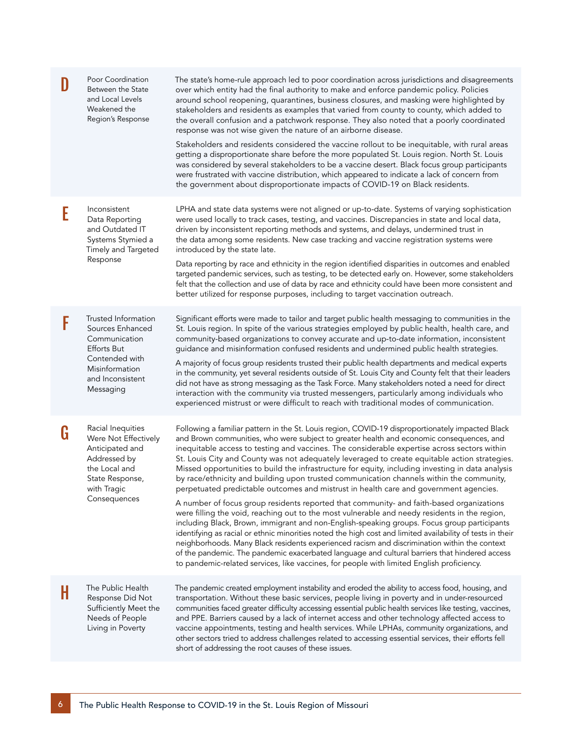| | | |
|---|---|---|
| **D** | Poor Coordination Between the State and Local Levels Weakened the Region's Response | The state's home-rule approach led to poor coordination across jurisdictions and disagreements over which entity had the final authority to make and enforce pandemic policy. Policies around school reopening, quarantines, business closures, and masking were highlighted by stakeholders and residents as examples that varied from county to county, which added to the overall confusion and a patchwork response. They also noted that a poorly coordinated response was not wise given the nature of an airborne disease.<br><br>Stakeholders and residents considered the vaccine rollout to be inequitable, with rural areas getting a disproportionate share before the more populated St. Louis region. North St. Louis was considered by several stakeholders to be a vaccine desert. Black focus group participants were frustrated with vaccine distribution, which appeared to indicate a lack of concern from the government about disproportionate impacts of COVID-19 on Black residents. |
| **E** | Inconsistent Data Reporting and Outdated IT Systems Stymied a Timely and Targeted Response | LPHA and state data systems were not aligned or up-to-date. Systems of varying sophistication were used locally to track cases, testing, and vaccines. Discrepancies in state and local data, driven by inconsistent reporting methods and systems, and delays, undermined trust in the data among some residents. New case tracking and vaccine registration systems were introduced by the state late.<br><br>Data reporting by race and ethnicity in the region identified disparities in outcomes and enabled targeted pandemic services, such as testing, to be detected early on. However, some stakeholders felt that the collection and use of data by race and ethnicity could have been more consistent and better utilized for response purposes, including to target vaccination outreach. |
| **F** | Trusted Information Sources Enhanced Communication Efforts But Contended with Misinformation and Inconsistent Messaging | Significant efforts were made to tailor and target public health messaging to communities in the St. Louis region. In spite of the various strategies employed by public health, health care, and community-based organizations to convey accurate and up-to-date information, inconsistent guidance and misinformation confused residents and undermined public health strategies.<br><br>A majority of focus group residents trusted their public health departments and medical experts in the community, yet several residents outside of St. Louis City and County felt that their leaders did not have as strong messaging as the Task Force. Many stakeholders noted a need for direct interaction with the community via trusted messengers, particularly among individuals who experienced mistrust or were difficult to reach with traditional modes of communication. |
| **G** | Racial Inequities Were Not Effectively Anticipated and Addressed by the Local and State Response, with Tragic Consequences | Following a familiar pattern in the St. Louis region, COVID-19 disproportionately impacted Black and Brown communities, who were subject to greater health and economic consequences, and inequitable access to testing and vaccines. The considerable expertise across sectors within St. Louis City and County was not adequately leveraged to create equitable action strategies. Missed opportunities to build the infrastructure for equity, including investing in data analysis by race/ethnicity and building upon trusted communication channels within the community, perpetuated predictable outcomes and mistrust in health care and government agencies.<br><br>A number of focus group residents reported that community- and faith-based organizations were filling the void, reaching out to the most vulnerable and needy residents in the region, including Black, Brown, immigrant and non-English-speaking groups. Focus group participants identifying as racial or ethnic minorities noted the high cost and limited availability of tests in their neighborhoods. Many Black residents experienced racism and discrimination within the context of the pandemic. The pandemic exacerbated language and cultural barriers that hindered access to pandemic-related services, like vaccines, for people with limited English proficiency. |
| **H** | The Public Health Response Did Not Sufficiently Meet the Needs of People Living in Poverty | The pandemic created employment instability and eroded the ability to access food, housing, and transportation. Without these basic services, people living in poverty and in under-resourced communities faced greater difficulty accessing essential public health services like testing, vaccines, and PPE. Barriers caused by a lack of internet access and other technology affected access to vaccine appointments, testing and health services. While LPHAs, community organizations, and other sectors tried to address challenges related to accessing essential services, their efforts fell short of addressing the root causes of these issues. |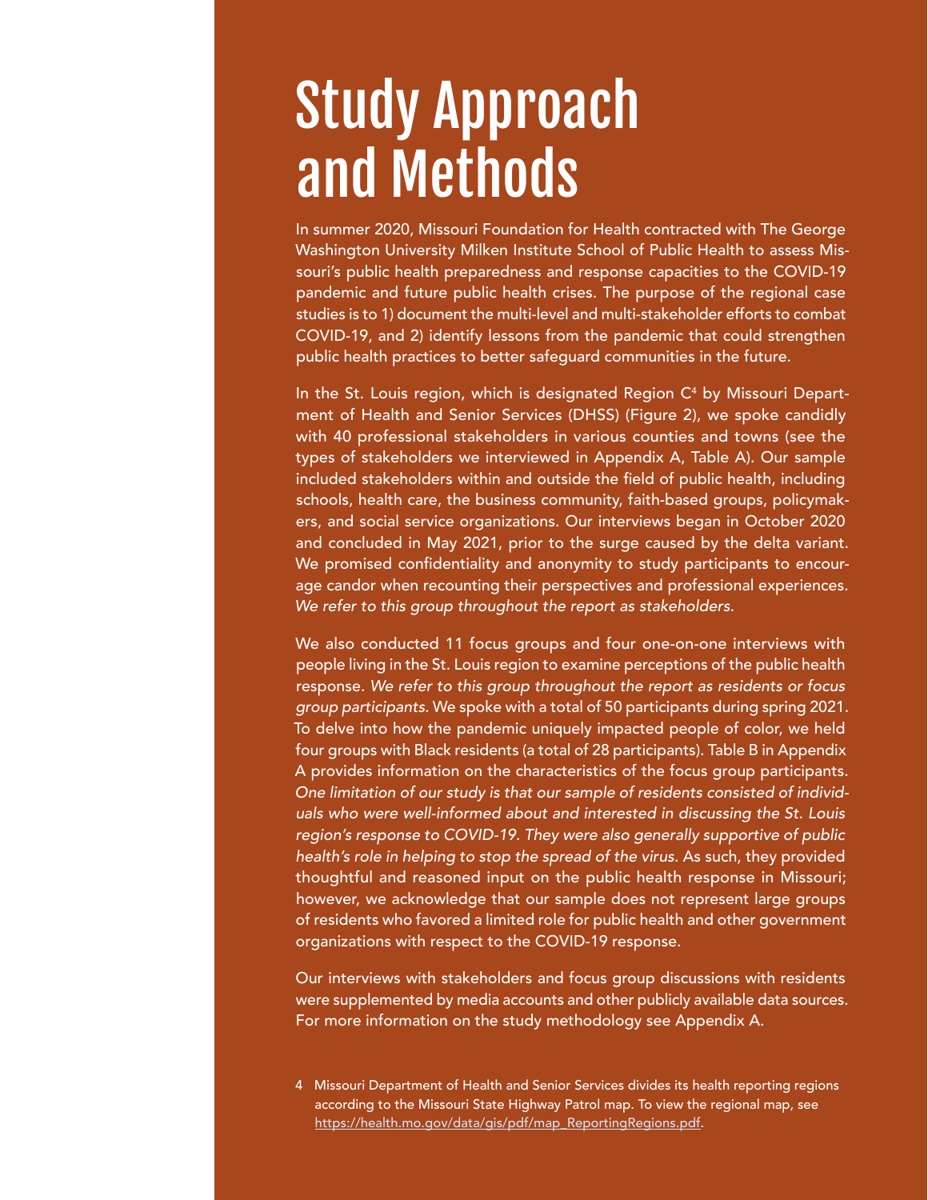# Study Approach and Methods

In summer 2020, Missouri Foundation for Health contracted with The George Washington University Milken Institute School of Public Health to assess Missouri's public health preparedness and response capacities to the COVID-19 pandemic and future public health crises. The purpose of the regional case studies is to 1) document the multi-level and multi-stakeholder efforts to combat COVID-19, and 2) identify lessons from the pandemic that could strengthen public health practices to better safeguard communities in the future.

In the St. Louis region, which is designated Region C[4] by Missouri Department of Health and Senior Services (DHSS) (Figure 2), we spoke candidly with 40 professional stakeholders in various counties and towns (see the types of stakeholders we interviewed in Appendix A, Table A). Our sample included stakeholders within and outside the field of public health, including schools, health care, the business community, faith-based groups, policymakers, and social service organizations. Our interviews began in October 2020 and concluded in May 2021, prior to the surge caused by the delta variant. We promised confidentiality and anonymity to study participants to encourage candor when recounting their perspectives and professional experiences. *We refer to this group throughout the report as stakeholders.*

We also conducted 11 focus groups and four one-on-one interviews with people living in the St. Louis region to examine perceptions of the public health response. *We refer to this group throughout the report as residents or focus group participants.* We spoke with a total of 50 participants during spring 2021. To delve into how the pandemic uniquely impacted people of color, we held four groups with Black residents (a total of 28 participants). Table B in Appendix A provides information on the characteristics of the focus group participants. *One limitation of our study is that our sample of residents consisted of individuals who were well-informed about and interested in discussing the St. Louis region's response to COVID-19. They were also generally supportive of public health's role in helping to stop the spread of the virus.* As such, they provided thoughtful and reasoned input on the public health response in Missouri; however, we acknowledge that our sample does not represent large groups of residents who favored a limited role for public health and other government organizations with respect to the COVID-19 response.

Our interviews with stakeholders and focus group discussions with residents were supplemented by media accounts and other publicly available data sources. For more information on the study methodology see Appendix A.

4 Missouri Department of Health and Senior Services divides its health reporting regions according to the Missouri State Highway Patrol map. To view the regional map, see https://health.mo.gov/data/gis/pdf/map_ReportingRegions.pdf.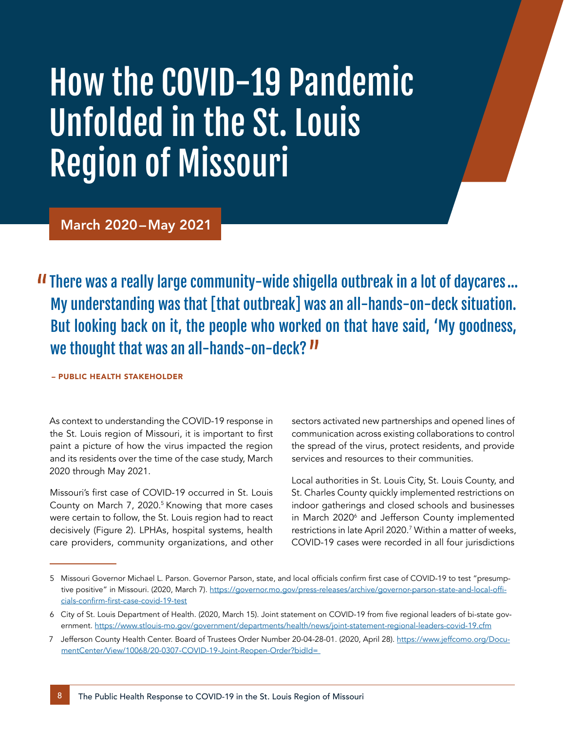# How the COVID-19 Pandemic Unfolded in the St. Louis Region of Missouri

**March 2020–May 2021**

> "There was a really large community-wide shigella outbreak in a lot of daycares… My understanding was that [that outbreak] was an all-hands-on-deck situation. But looking back on it, the people who worked on that have said, 'My goodness, we thought that was an all-hands-on-deck?"
>
> – PUBLIC HEALTH STAKEHOLDER

As context to understanding the COVID-19 response in the St. Louis region of Missouri, it is important to first paint a picture of how the virus impacted the region and its residents over the time of the case study, March 2020 through May 2021.

Missouri's first case of COVID-19 occurred in St. Louis County on March 7, 2020.[5] Knowing that more cases were certain to follow, the St. Louis region had to react decisively (Figure 2). LPHAs, hospital systems, health care providers, community organizations, and other sectors activated new partnerships and opened lines of communication across existing collaborations to control the spread of the virus, protect residents, and provide services and resources to their communities.

Local authorities in St. Louis City, St. Louis County, and St. Charles County quickly implemented restrictions on indoor gatherings and closed schools and businesses in March 2020[6] and Jefferson County implemented restrictions in late April 2020.[7] Within a matter of weeks, COVID-19 cases were recorded in all four jurisdictions

---

5 Missouri Governor Michael L. Parson. Governor Parson, state, and local officials confirm first case of COVID-19 to test "presumptive positive" in Missouri. (2020, March 7). https://governor.mo.gov/press-releases/archive/governor-parson-state-and-local-officials-confirm-first-case-covid-19-test

6 City of St. Louis Department of Health. (2020, March 15). Joint statement on COVID-19 from five regional leaders of bi-state government. https://www.stlouis-mo.gov/government/departments/health/news/joint-statement-regional-leaders-covid-19.cfm

7 Jefferson County Health Center. Board of Trustees Order Number 20-04-28-01. (2020, April 28). https://www.jeffcomo.org/DocumentCenter/View/10068/20-0307-COVID-19-Joint-Reopen-Order?bidId=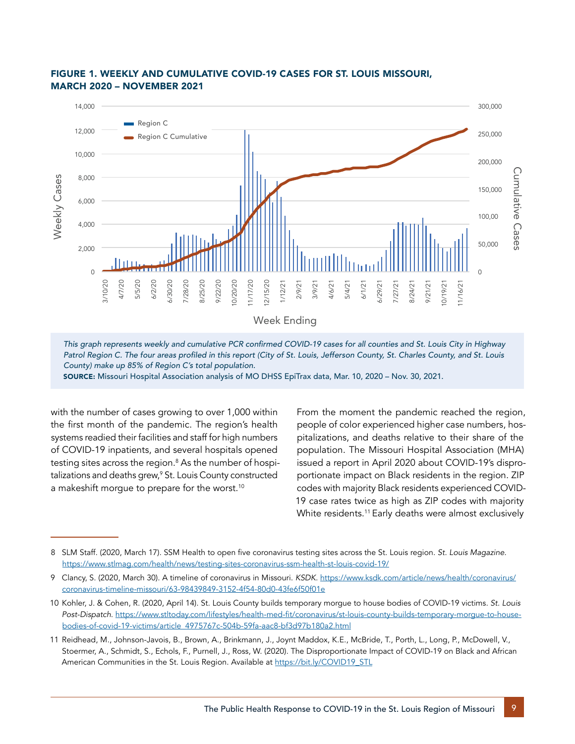### FIGURE 1. WEEKLY AND CUMULATIVE COVID-19 CASES FOR ST. LOUIS MISSOURI, MARCH 2020 – NOVEMBER 2021

*This graph represents weekly and cumulative PCR confirmed COVID-19 cases for all counties and St. Louis City in Highway Patrol Region C. The four areas profiled in this report (City of St. Louis, Jefferson County, St. Charles County, and St. Louis County) make up 85% of Region C's total population.*

**SOURCE:** Missouri Hospital Association analysis of MO DHSS EpiTrax data, Mar. 10, 2020 – Nov. 30, 2021.

with the number of cases growing to over 1,000 within the first month of the pandemic. The region's health systems readied their facilities and staff for high numbers of COVID-19 inpatients, and several hospitals opened testing sites across the region.[8] As the number of hospitalizations and deaths grew,[9] St. Louis County constructed a makeshift morgue to prepare for the worst.[10]

From the moment the pandemic reached the region, people of color experienced higher case numbers, hospitalizations, and deaths relative to their share of the population. The Missouri Hospital Association (MHA) issued a report in April 2020 about COVID-19's disproportionate impact on Black residents in the region. ZIP codes with majority Black residents experienced COVID-19 case rates twice as high as ZIP codes with majority White residents.[11] Early deaths were almost exclusively

---

8 SLM Staff. (2020, March 17). SSM Health to open five coronavirus testing sites across the St. Louis region. *St. Louis Magazine.* https://www.stlmag.com/health/news/testing-sites-coronavirus-ssm-health-st-louis-covid-19/

9 Clancy, S. (2020, March 30). A timeline of coronavirus in Missouri. *KSDK.* https://www.ksdk.com/article/news/health/coronavirus/coronavirus-timeline-missouri/63-98439849-3152-4f54-80d0-43fe6f50f01e

10 Kohler, J. & Cohen, R. (2020, April 14). St. Louis County builds temporary morgue to house bodies of COVID-19 victims. *St. Louis Post-Dispatch.* https://www.stltoday.com/lifestyles/health-med-fit/coronavirus/st-louis-county-builds-temporary-morgue-to-house-bodies-of-covid-19-victims/article_4975767c-504b-59fa-aac8-bf3d97b180a2.html

11 Reidhead, M., Johnson-Javois, B., Brown, A., Brinkmann, J., Joynt Maddox, K.E., McBride, T., Porth, L., Long, P., McDowell, V., Stoermer, A., Schmidt, S., Echols, F., Purnell, J., Ross, W. (2020). The Disproportionate Impact of COVID-19 on Black and African American Communities in the St. Louis Region. Available at https://bit.ly/COVID19_STL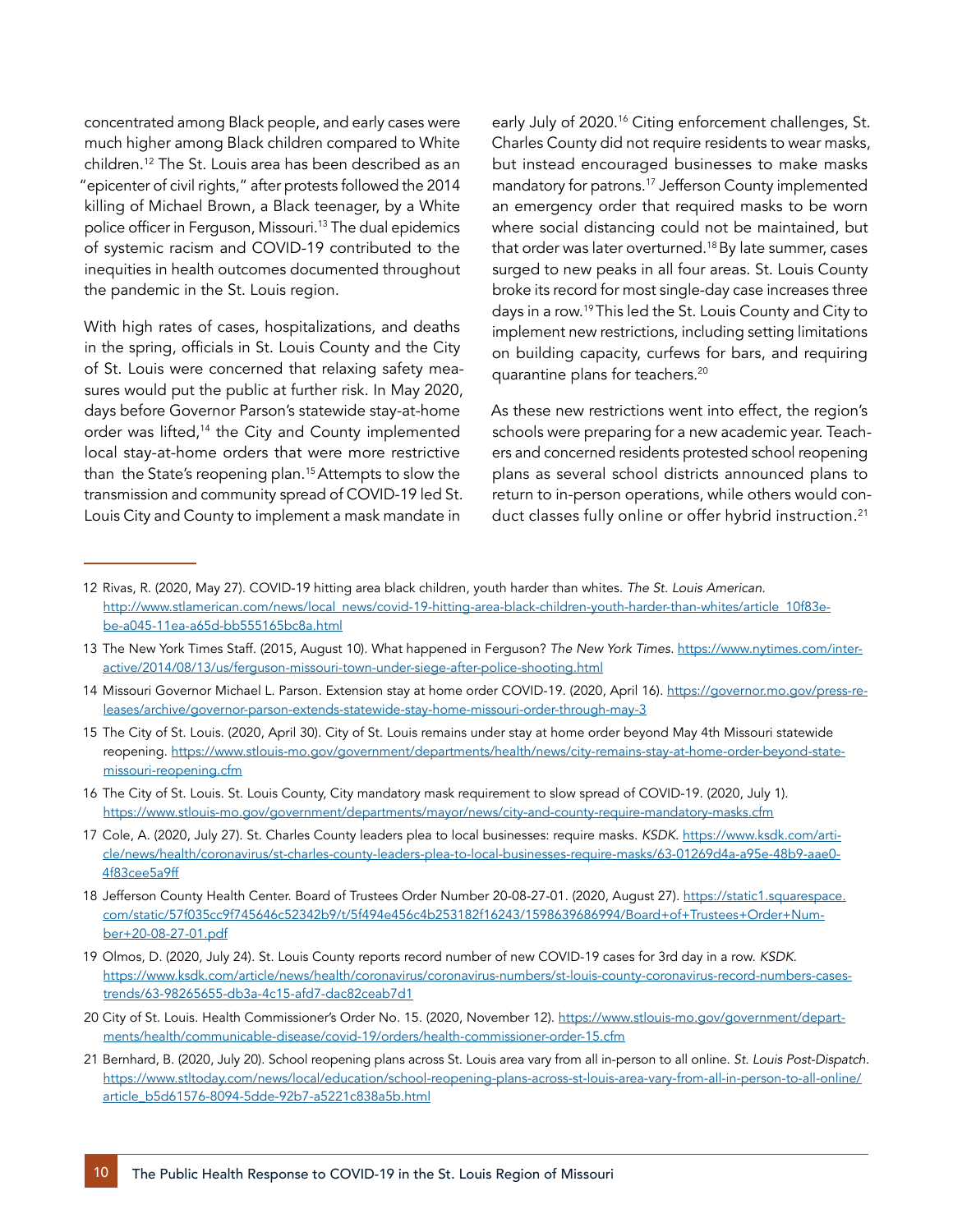concentrated among Black people, and early cases were much higher among Black children compared to White children.[12] The St. Louis area has been described as an "epicenter of civil rights," after protests followed the 2014 killing of Michael Brown, a Black teenager, by a White police officer in Ferguson, Missouri.[13] The dual epidemics of systemic racism and COVID-19 contributed to the inequities in health outcomes documented throughout the pandemic in the St. Louis region.

With high rates of cases, hospitalizations, and deaths in the spring, officials in St. Louis County and the City of St. Louis were concerned that relaxing safety measures would put the public at further risk. In May 2020, days before Governor Parson's statewide stay-at-home order was lifted,[14] the City and County implemented local stay-at-home orders that were more restrictive than the State's reopening plan.[15] Attempts to slow the transmission and community spread of COVID-19 led St. Louis City and County to implement a mask mandate in early July of 2020.[16] Citing enforcement challenges, St. Charles County did not require residents to wear masks, but instead encouraged businesses to make masks mandatory for patrons.[17] Jefferson County implemented an emergency order that required masks to be worn where social distancing could not be maintained, but that order was later overturned.[18] By late summer, cases surged to new peaks in all four areas. St. Louis County broke its record for most single-day case increases three days in a row.[19] This led the St. Louis County and City to implement new restrictions, including setting limitations on building capacity, curfews for bars, and requiring quarantine plans for teachers.[20]

As these new restrictions went into effect, the region's schools were preparing for a new academic year. Teachers and concerned residents protested school reopening plans as several school districts announced plans to return to in-person operations, while others would conduct classes fully online or offer hybrid instruction.[21]

---

12 Rivas, R. (2020, May 27). COVID-19 hitting area black children, youth harder than whites. *The St. Louis American*. http://www.stlamerican.com/news/local_news/covid-19-hitting-area-black-children-youth-harder-than-whites/article_10f83e-be-a045-11ea-a65d-bb555165bc8a.html

13 The New York Times Staff. (2015, August 10). What happened in Ferguson? *The New York Times*. https://www.nytimes.com/interactive/2014/08/13/us/ferguson-missouri-town-under-siege-after-police-shooting.html

14 Missouri Governor Michael L. Parson. Extension stay at home order COVID-19. (2020, April 16). https://governor.mo.gov/press-releases/archive/governor-parson-extends-statewide-stay-home-missouri-order-through-may-3

15 The City of St. Louis. (2020, April 30). City of St. Louis remains under stay at home order beyond May 4th Missouri statewide reopening. https://www.stlouis-mo.gov/government/departments/health/news/city-remains-stay-at-home-order-beyond-state-missouri-reopening.cfm

16 The City of St. Louis. St. Louis County, City mandatory mask requirement to slow spread of COVID-19. (2020, July 1). https://www.stlouis-mo.gov/government/departments/mayor/news/city-and-county-require-mandatory-masks.cfm

17 Cole, A. (2020, July 27). St. Charles County leaders plea to local businesses: require masks. *KSDK*. https://www.ksdk.com/article/news/health/coronavirus/st-charles-county-leaders-plea-to-local-businesses-require-masks/63-01269d4a-a95e-48b9-aae0-4f83cee5a9ff

18 Jefferson County Health Center. Board of Trustees Order Number 20-08-27-01. (2020, August 27). https://static1.squarespace.com/static/57f035cc9f745646c52342b9/t/5f494e456c4b253182f16243/1598639686994/Board+of+Trustees+Order+Number+20-08-27-01.pdf

19 Olmos, D. (2020, July 24). St. Louis County reports record number of new COVID-19 cases for 3rd day in a row. *KSDK*. https://www.ksdk.com/article/news/health/coronavirus/coronavirus-numbers/st-louis-county-coronavirus-record-numbers-cases-trends/63-98265655-db3a-4c15-afd7-dac82ceab7d1

20 City of St. Louis. Health Commissioner's Order No. 15. (2020, November 12). https://www.stlouis-mo.gov/government/departments/health/communicable-disease/covid-19/orders/health-commissioner-order-15.cfm

21 Bernhard, B. (2020, July 20). School reopening plans across St. Louis area vary from all in-person to all online. *St. Louis Post-Dispatch*. https://www.stltoday.com/news/local/education/school-reopening-plans-across-st-louis-area-vary-from-all-in-person-to-all-online/article_b5d61576-8094-5dde-92b7-a5221c838a5b.html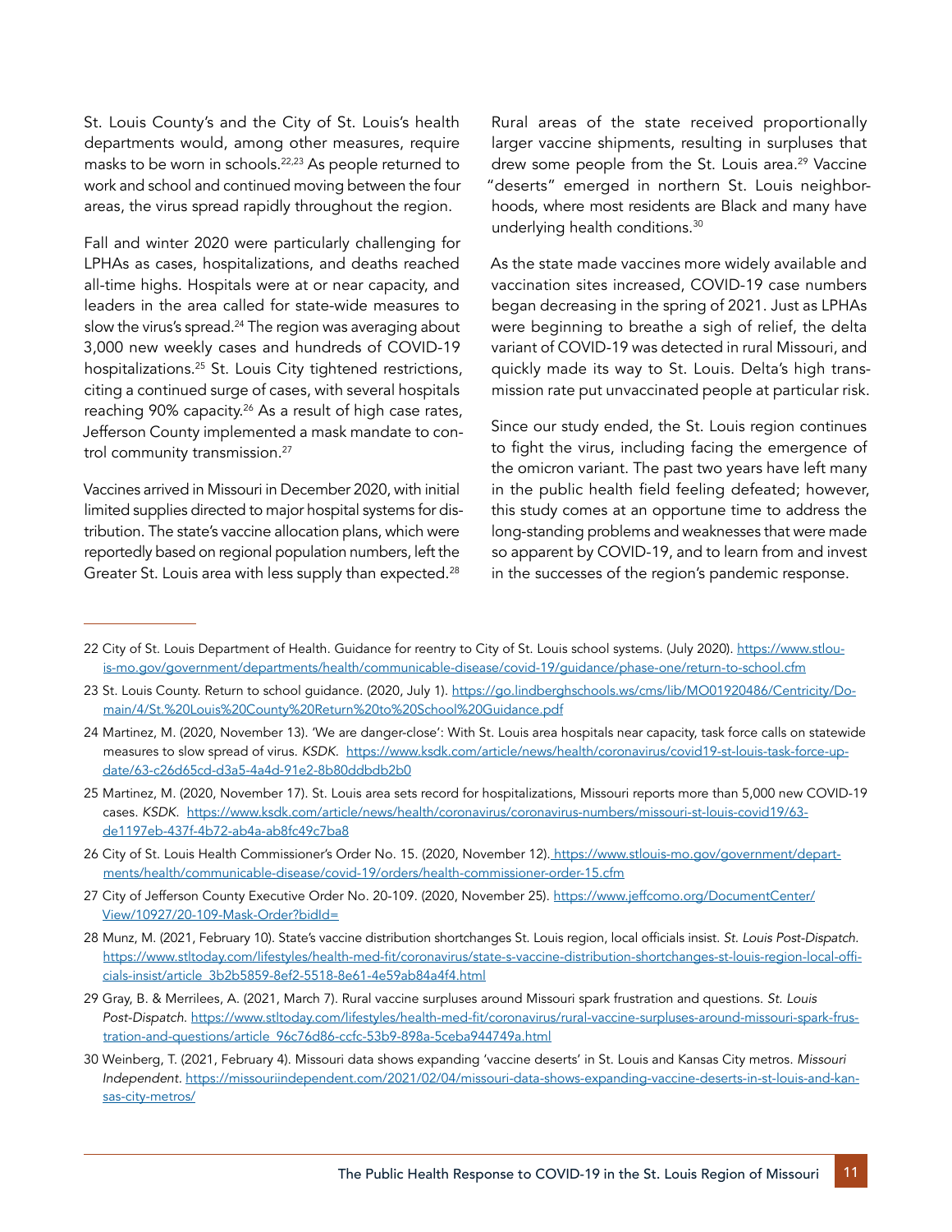St. Louis County's and the City of St. Louis's health departments would, among other measures, require masks to be worn in schools.[22,23] As people returned to work and school and continued moving between the four areas, the virus spread rapidly throughout the region.

Fall and winter 2020 were particularly challenging for LPHAs as cases, hospitalizations, and deaths reached all-time highs. Hospitals were at or near capacity, and leaders in the area called for state-wide measures to slow the virus's spread.[24] The region was averaging about 3,000 new weekly cases and hundreds of COVID-19 hospitalizations.[25] St. Louis City tightened restrictions, citing a continued surge of cases, with several hospitals reaching 90% capacity.[26] As a result of high case rates, Jefferson County implemented a mask mandate to control community transmission.[27]

Vaccines arrived in Missouri in December 2020, with initial limited supplies directed to major hospital systems for distribution. The state's vaccine allocation plans, which were reportedly based on regional population numbers, left the Greater St. Louis area with less supply than expected.[28]

Rural areas of the state received proportionally larger vaccine shipments, resulting in surpluses that drew some people from the St. Louis area.[29] Vaccine "deserts" emerged in northern St. Louis neighborhoods, where most residents are Black and many have underlying health conditions.[30]

As the state made vaccines more widely available and vaccination sites increased, COVID-19 case numbers began decreasing in the spring of 2021. Just as LPHAs were beginning to breathe a sigh of relief, the delta variant of COVID-19 was detected in rural Missouri, and quickly made its way to St. Louis. Delta's high transmission rate put unvaccinated people at particular risk.

Since our study ended, the St. Louis region continues to fight the virus, including facing the emergence of the omicron variant. The past two years have left many in the public health field feeling defeated; however, this study comes at an opportune time to address the long-standing problems and weaknesses that were made so apparent by COVID-19, and to learn from and invest in the successes of the region's pandemic response.

---

22 City of St. Louis Department of Health. Guidance for reentry to City of St. Louis school systems. (July 2020). https://www.stlouis-mo.gov/government/departments/health/communicable-disease/covid-19/guidance/phase-one/return-to-school.cfm

23 St. Louis County. Return to school guidance. (2020, July 1). https://go.lindberghschools.ws/cms/lib/MO01920486/Centricity/Domain/4/St.%20Louis%20County%20Return%20to%20School%20Guidance.pdf

24 Martinez, M. (2020, November 13). 'We are danger-close': With St. Louis area hospitals near capacity, task force calls on statewide measures to slow spread of virus. *KSDK*. https://www.ksdk.com/article/news/health/coronavirus/covid19-st-louis-task-force-update/63-c26d65cd-d3a5-4a4d-91e2-8b80ddbdb2b0

25 Martinez, M. (2020, November 17). St. Louis area sets record for hospitalizations, Missouri reports more than 5,000 new COVID-19 cases. *KSDK*. https://www.ksdk.com/article/news/health/coronavirus/coronavirus-numbers/missouri-st-louis-covid19/63-de1197eb-437f-4b72-ab4a-ab8fc49c7ba8

26 City of St. Louis Health Commissioner's Order No. 15. (2020, November 12). https://www.stlouis-mo.gov/government/departments/health/communicable-disease/covid-19/orders/health-commissioner-order-15.cfm

27 City of Jefferson County Executive Order No. 20-109. (2020, November 25). https://www.jeffcomo.org/DocumentCenter/View/10927/20-109-Mask-Order?bidId=

28 Munz, M. (2021, February 10). State's vaccine distribution shortchanges St. Louis region, local officials insist. *St. Louis Post-Dispatch*. https://www.stltoday.com/lifestyles/health-med-fit/coronavirus/state-s-vaccine-distribution-shortchanges-st-louis-region-local-officials-insist/article_3b2b5859-8ef2-5518-8e61-4e59ab84a4f4.html

29 Gray, B. & Merrilees, A. (2021, March 7). Rural vaccine surpluses around Missouri spark frustration and questions. *St. Louis Post-Dispatch*. https://www.stltoday.com/lifestyles/health-med-fit/coronavirus/rural-vaccine-surpluses-around-missouri-spark-frustration-and-questions/article_96c76d86-ccfc-53b9-898a-5ceba944749a.html

30 Weinberg, T. (2021, February 4). Missouri data shows expanding 'vaccine deserts' in St. Louis and Kansas City metros. *Missouri Independent*. https://missouriindependent.com/2021/02/04/missouri-data-shows-expanding-vaccine-deserts-in-st-louis-and-kansas-city-metros/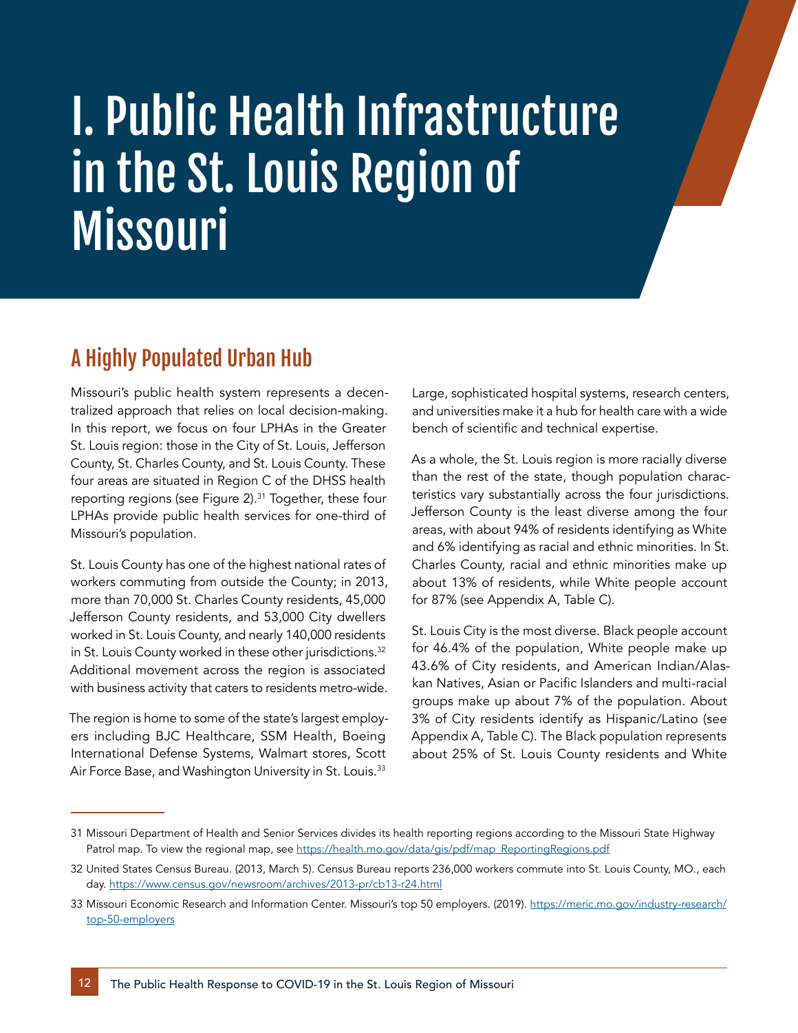# I. Public Health Infrastructure in the St. Louis Region of Missouri

## A Highly Populated Urban Hub

Missouri's public health system represents a decentralized approach that relies on local decision-making. In this report, we focus on four LPHAs in the Greater St. Louis region: those in the City of St. Louis, Jefferson County, St. Charles County, and St. Louis County. These four areas are situated in Region C of the DHSS health reporting regions (see Figure 2).[31] Together, these four LPHAs provide public health services for one-third of Missouri's population.

St. Louis County has one of the highest national rates of workers commuting from outside the County; in 2013, more than 70,000 St. Charles County residents, 45,000 Jefferson County residents, and 53,000 City dwellers worked in St. Louis County, and nearly 140,000 residents in St. Louis County worked in these other jurisdictions.[32] Additional movement across the region is associated with business activity that caters to residents metro-wide.

The region is home to some of the state's largest employers including BJC Healthcare, SSM Health, Boeing International Defense Systems, Walmart stores, Scott Air Force Base, and Washington University in St. Louis.[33] Large, sophisticated hospital systems, research centers, and universities make it a hub for health care with a wide bench of scientific and technical expertise.

As a whole, the St. Louis region is more racially diverse than the rest of the state, though population characteristics vary substantially across the four jurisdictions. Jefferson County is the least diverse among the four areas, with about 94% of residents identifying as White and 6% identifying as racial and ethnic minorities. In St. Charles County, racial and ethnic minorities make up about 13% of residents, while White people account for 87% (see Appendix A, Table C).

St. Louis City is the most diverse. Black people account for 46.4% of the population, White people make up 43.6% of City residents, and American Indian/Alaskan Natives, Asian or Pacific Islanders and multi-racial groups make up about 7% of the population. About 3% of City residents identify as Hispanic/Latino (see Appendix A, Table C). The Black population represents about 25% of St. Louis County residents and White

---

31 Missouri Department of Health and Senior Services divides its health reporting regions according to the Missouri State Highway Patrol map. To view the regional map, see https://health.mo.gov/data/gis/pdf/map_ReportingRegions.pdf

32 United States Census Bureau. (2013, March 5). Census Bureau reports 236,000 workers commute into St. Louis County, MO., each day. https://www.census.gov/newsroom/archives/2013-pr/cb13-r24.html

33 Missouri Economic Research and Information Center. Missouri's top 50 employers. (2019). https://meric.mo.gov/industry-research/top-50-employers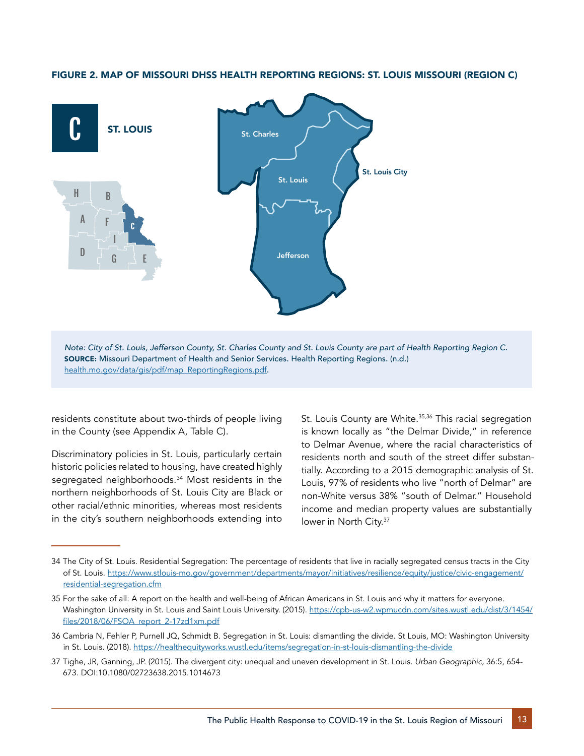### FIGURE 2. MAP OF MISSOURI DHSS HEALTH REPORTING REGIONS: ST. LOUIS MISSOURI (REGION C)

*Note: City of St. Louis, Jefferson County, St. Charles County and St. Louis County are part of Health Reporting Region C.*
**SOURCE:** Missouri Department of Health and Senior Services. Health Reporting Regions. (n.d.) [health.mo.gov/data/gis/pdf/map_ReportingRegions.pdf](health.mo.gov/data/gis/pdf/map_ReportingRegions.pdf).

residents constitute about two-thirds of people living in the County (see Appendix A, Table C).

Discriminatory policies in St. Louis, particularly certain historic policies related to housing, have created highly segregated neighborhoods.[34] Most residents in the northern neighborhoods of St. Louis City are Black or other racial/ethnic minorities, whereas most residents in the city's southern neighborhoods extending into St. Louis County are White.[35,36] This racial segregation is known locally as "the Delmar Divide," in reference to Delmar Avenue, where the racial characteristics of residents north and south of the street differ substantially. According to a 2015 demographic analysis of St. Louis, 97% of residents who live "north of Delmar" are non-White versus 38% "south of Delmar." Household income and median property values are substantially lower in North City.[37]

---

34 The City of St. Louis. Residential Segregation: The percentage of residents that live in racially segregated census tracts in the City of St. Louis. https://www.stlouis-mo.gov/government/departments/mayor/initiatives/resilience/equity/justice/civic-engagement/residential-segregation.cfm

35 For the sake of all: A report on the health and well-being of African Americans in St. Louis and why it matters for everyone. Washington University in St. Louis and Saint Louis University. (2015). https://cpb-us-w2.wpmucdn.com/sites.wustl.edu/dist/3/1454/files/2018/06/FSOA_report_2-17zd1xm.pdf

36 Cambria N, Fehler P, Purnell JQ, Schmidt B. Segregation in St. Louis: dismantling the divide. St Louis, MO: Washington University in St. Louis. (2018). https://healthequityworks.wustl.edu/items/segregation-in-st-louis-dismantling-the-divide

37 Tighe, JR, Ganning, JP. (2015). The divergent city: unequal and uneven development in St. Louis. *Urban Geographic,* 36:5, 654-673. DOI:10.1080/02723638.2015.1014673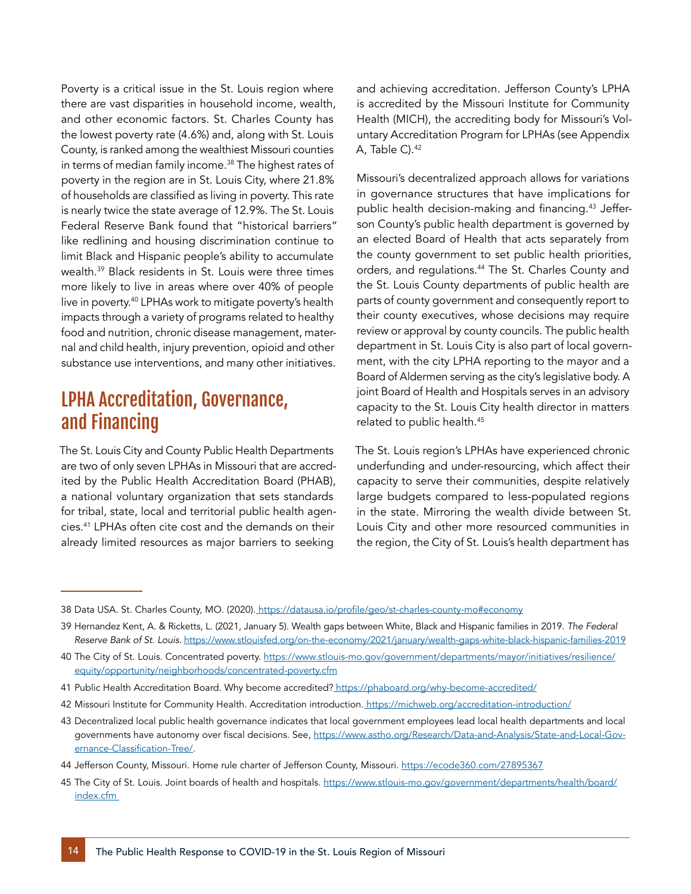Poverty is a critical issue in the St. Louis region where there are vast disparities in household income, wealth, and other economic factors. St. Charles County has the lowest poverty rate (4.6%) and, along with St. Louis County, is ranked among the wealthiest Missouri counties in terms of median family income.[38] The highest rates of poverty in the region are in St. Louis City, where 21.8% of households are classified as living in poverty. This rate is nearly twice the state average of 12.9%. The St. Louis Federal Reserve Bank found that "historical barriers" like redlining and housing discrimination continue to limit Black and Hispanic people's ability to accumulate wealth.[39] Black residents in St. Louis were three times more likely to live in areas where over 40% of people live in poverty.[40] LPHAs work to mitigate poverty's health impacts through a variety of programs related to healthy food and nutrition, chronic disease management, maternal and child health, injury prevention, opioid and other substance use interventions, and many other initiatives.

## LPHA Accreditation, Governance, and Financing

The St. Louis City and County Public Health Departments are two of only seven LPHAs in Missouri that are accredited by the Public Health Accreditation Board (PHAB), a national voluntary organization that sets standards for tribal, state, local and territorial public health agencies.[41] LPHAs often cite cost and the demands on their already limited resources as major barriers to seeking and achieving accreditation. Jefferson County's LPHA is accredited by the Missouri Institute for Community Health (MICH), the accrediting body for Missouri's Voluntary Accreditation Program for LPHAs (see Appendix A, Table C).[42]

Missouri's decentralized approach allows for variations in governance structures that have implications for public health decision-making and financing.[43] Jefferson County's public health department is governed by an elected Board of Health that acts separately from the county government to set public health priorities, orders, and regulations.[44] The St. Charles County and the St. Louis County departments of public health are parts of county government and consequently report to their county executives, whose decisions may require review or approval by county councils. The public health department in St. Louis City is also part of local government, with the city LPHA reporting to the mayor and a Board of Aldermen serving as the city's legislative body. A joint Board of Health and Hospitals serves in an advisory capacity to the St. Louis City health director in matters related to public health.[45]

The St. Louis region's LPHAs have experienced chronic underfunding and under-resourcing, which affect their capacity to serve their communities, despite relatively large budgets compared to less-populated regions in the state. Mirroring the wealth divide between St. Louis City and other more resourced communities in the region, the City of St. Louis's health department has

---

38 Data USA. St. Charles County, MO. (2020). https://datausa.io/profile/geo/st-charles-county-mo#economy

39 Hernandez Kent, A. & Ricketts, L. (2021, January 5). Wealth gaps between White, Black and Hispanic families in 2019. *The Federal Reserve Bank of St. Louis.* https://www.stlouisfed.org/on-the-economy/2021/january/wealth-gaps-white-black-hispanic-families-2019

40 The City of St. Louis. Concentrated poverty. https://www.stlouis-mo.gov/government/departments/mayor/initiatives/resilience/equity/opportunity/neighborhoods/concentrated-poverty.cfm

41 Public Health Accreditation Board. Why become accredited? https://phaboard.org/why-become-accredited/

42 Missouri Institute for Community Health. Accreditation introduction. https://michweb.org/accreditation-introduction/

43 Decentralized local public health governance indicates that local government employees lead local health departments and local governments have autonomy over fiscal decisions. See, https://www.astho.org/Research/Data-and-Analysis/State-and-Local-Governance-Classification-Tree/.

44 Jefferson County, Missouri. Home rule charter of Jefferson County, Missouri. https://ecode360.com/27895367

45 The City of St. Louis. Joint boards of health and hospitals. https://www.stlouis-mo.gov/government/departments/health/board/index.cfm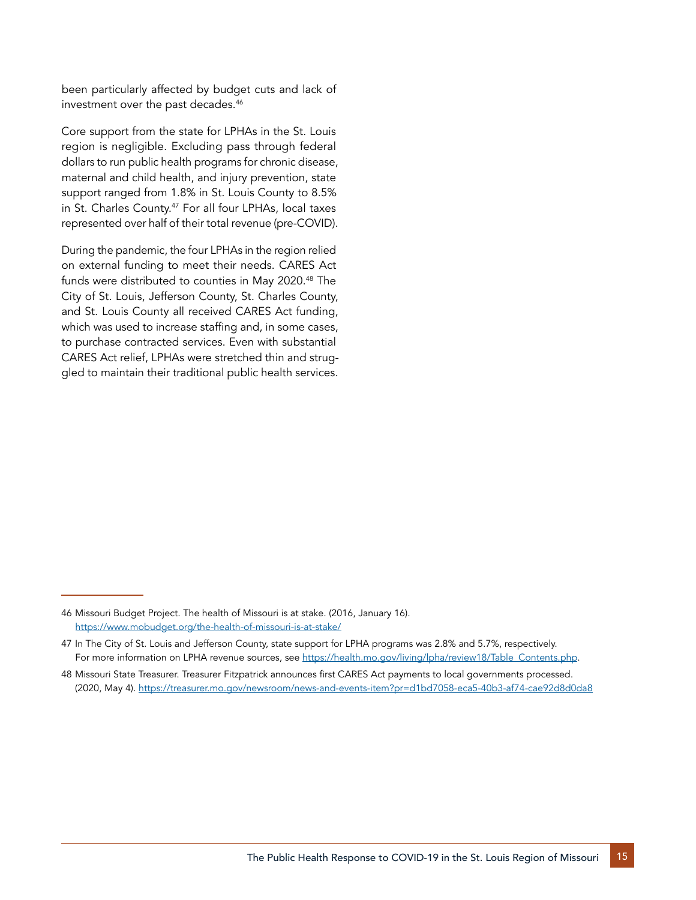been particularly affected by budget cuts and lack of investment over the past decades.[46]

Core support from the state for LPHAs in the St. Louis region is negligible. Excluding pass through federal dollars to run public health programs for chronic disease, maternal and child health, and injury prevention, state support ranged from 1.8% in St. Louis County to 8.5% in St. Charles County.[47] For all four LPHAs, local taxes represented over half of their total revenue (pre-COVID).

During the pandemic, the four LPHAs in the region relied on external funding to meet their needs. CARES Act funds were distributed to counties in May 2020.[48] The City of St. Louis, Jefferson County, St. Charles County, and St. Louis County all received CARES Act funding, which was used to increase staffing and, in some cases, to purchase contracted services. Even with substantial CARES Act relief, LPHAs were stretched thin and struggled to maintain their traditional public health services.

---

46 Missouri Budget Project. The health of Missouri is at stake. (2016, January 16). https://www.mobudget.org/the-health-of-missouri-is-at-stake/

47 In The City of St. Louis and Jefferson County, state support for LPHA programs was 2.8% and 5.7%, respectively. For more information on LPHA revenue sources, see https://health.mo.gov/living/lpha/review18/Table_Contents.php.

48 Missouri State Treasurer. Treasurer Fitzpatrick announces first CARES Act payments to local governments processed. (2020, May 4). https://treasurer.mo.gov/newsroom/news-and-events-item?pr=d1bd7058-eca5-40b3-af74-cae92d8d0da8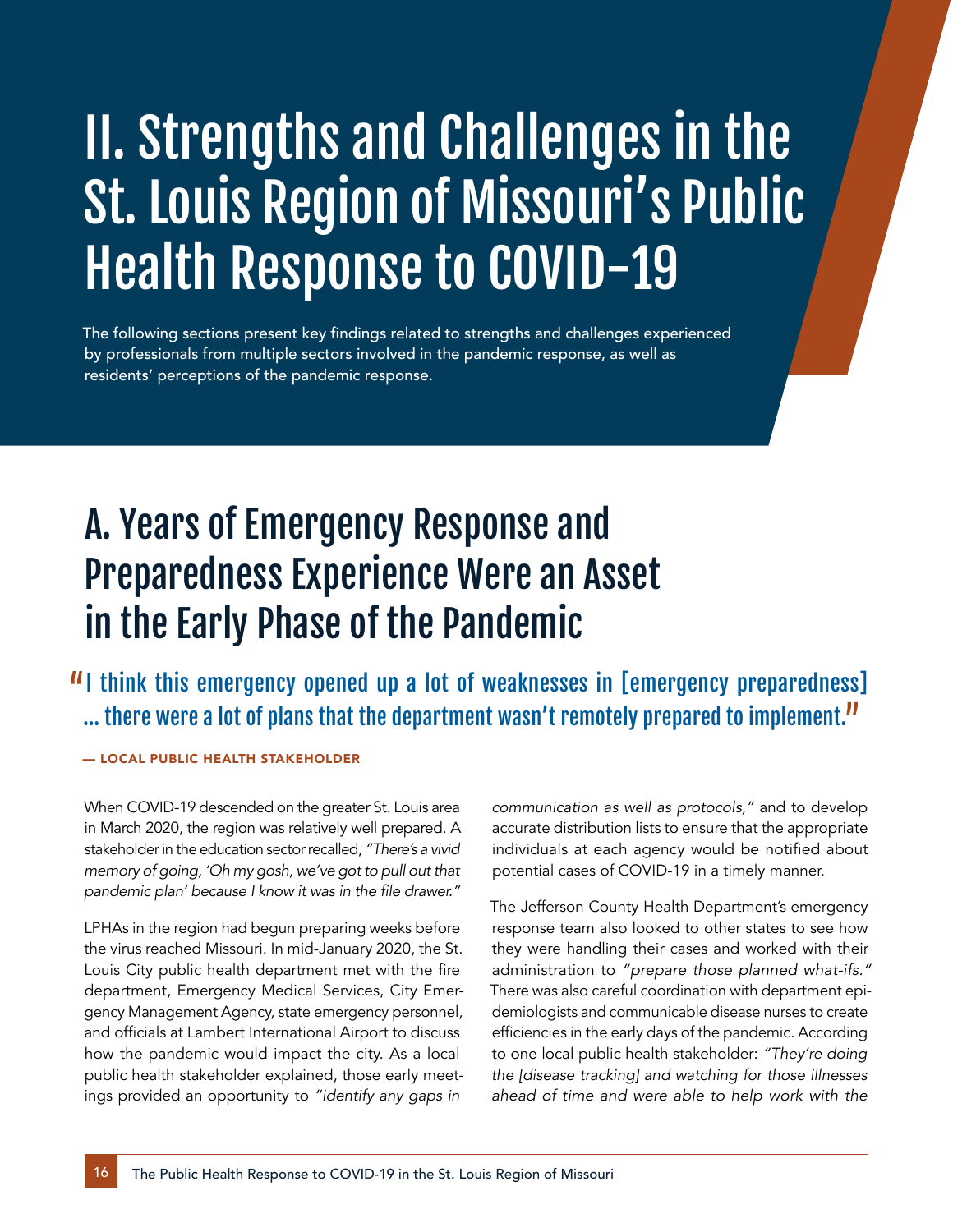# II. Strengths and Challenges in the St. Louis Region of Missouri's Public Health Response to COVID-19

The following sections present key findings related to strengths and challenges experienced by professionals from multiple sectors involved in the pandemic response, as well as residents' perceptions of the pandemic response.

## A. Years of Emergency Response and Preparedness Experience Were an Asset in the Early Phase of the Pandemic

> "I think this emergency opened up a lot of weaknesses in [emergency preparedness] ... there were a lot of plans that the department wasn't remotely prepared to implement."
>
> — LOCAL PUBLIC HEALTH STAKEHOLDER

When COVID-19 descended on the greater St. Louis area in March 2020, the region was relatively well prepared. A stakeholder in the education sector recalled, *"There's a vivid memory of going, 'Oh my gosh, we've got to pull out that pandemic plan' because I know it was in the file drawer."*

LPHAs in the region had begun preparing weeks before the virus reached Missouri. In mid-January 2020, the St. Louis City public health department met with the fire department, Emergency Medical Services, City Emergency Management Agency, state emergency personnel, and officials at Lambert International Airport to discuss how the pandemic would impact the city. As a local public health stakeholder explained, those early meetings provided an opportunity to *"identify any gaps in communication as well as protocols,"* and to develop accurate distribution lists to ensure that the appropriate individuals at each agency would be notified about potential cases of COVID-19 in a timely manner.

The Jefferson County Health Department's emergency response team also looked to other states to see how they were handling their cases and worked with their administration to *"prepare those planned what-ifs."* There was also careful coordination with department epidemiologists and communicable disease nurses to create efficiencies in the early days of the pandemic. According to one local public health stakeholder: *"They're doing the [disease tracking] and watching for those illnesses ahead of time and were able to help work with the*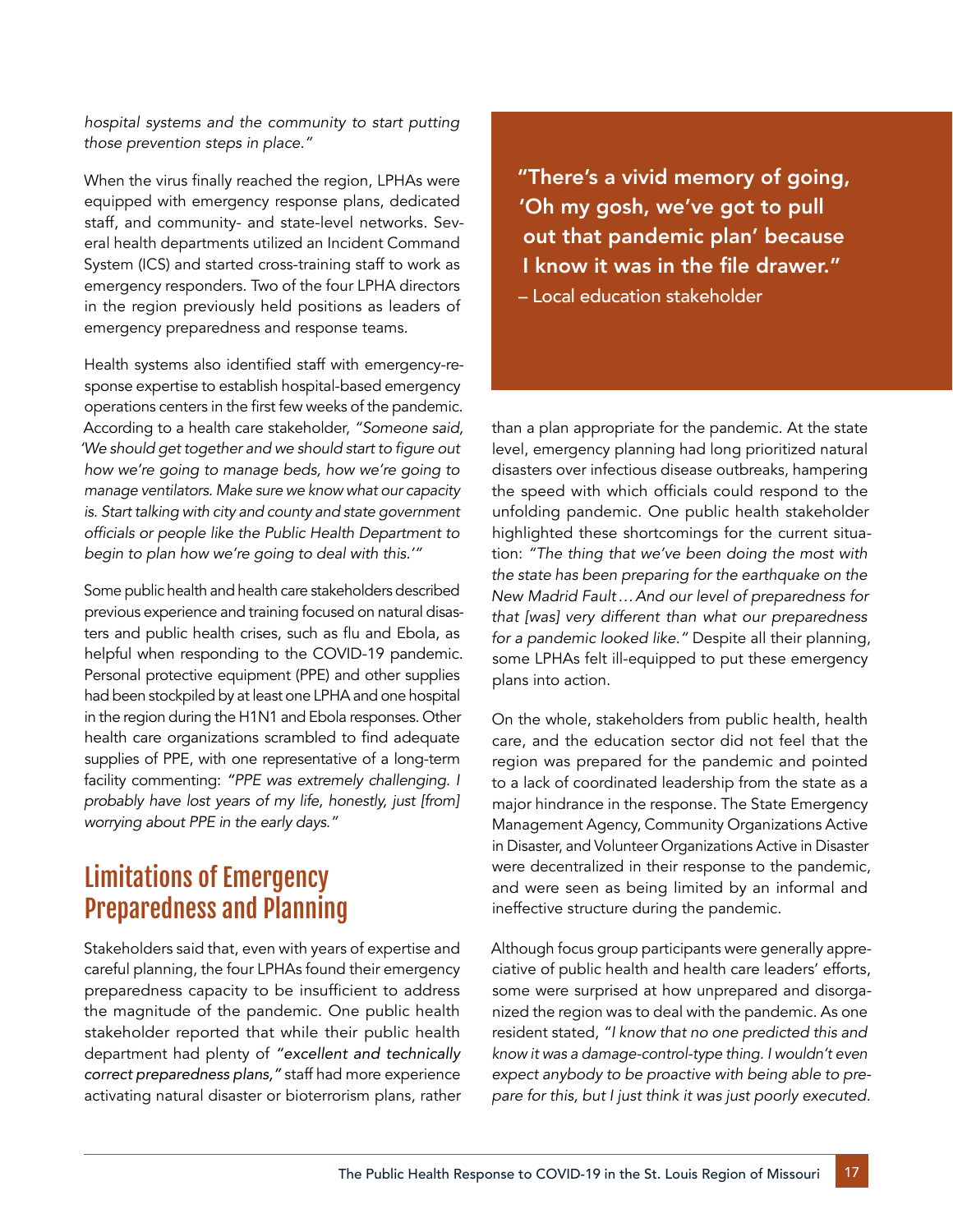*hospital systems and the community to start putting those prevention steps in place."*

When the virus finally reached the region, LPHAs were equipped with emergency response plans, dedicated staff, and community- and state-level networks. Several health departments utilized an Incident Command System (ICS) and started cross-training staff to work as emergency responders. Two of the four LPHA directors in the region previously held positions as leaders of emergency preparedness and response teams.

Health systems also identified staff with emergency-response expertise to establish hospital-based emergency operations centers in the first few weeks of the pandemic. According to a health care stakeholder, *"Someone said, 'We should get together and we should start to figure out how we're going to manage beds, how we're going to manage ventilators. Make sure we know what our capacity is. Start talking with city and county and state government officials or people like the Public Health Department to begin to plan how we're going to deal with this.'"*

Some public health and health care stakeholders described previous experience and training focused on natural disasters and public health crises, such as flu and Ebola, as helpful when responding to the COVID-19 pandemic. Personal protective equipment (PPE) and other supplies had been stockpiled by at least one LPHA and one hospital in the region during the H1N1 and Ebola responses. Other health care organizations scrambled to find adequate supplies of PPE, with one representative of a long-term facility commenting: *"PPE was extremely challenging. I probably have lost years of my life, honestly, just [from] worrying about PPE in the early days."*

## Limitations of Emergency Preparedness and Planning

Stakeholders said that, even with years of expertise and careful planning, the four LPHAs found their emergency preparedness capacity to be insufficient to address the magnitude of the pandemic. One public health stakeholder reported that while their public health department had plenty of *"excellent and technically correct preparedness plans,"* staff had more experience activating natural disaster or bioterrorism plans, rather than a plan appropriate for the pandemic. At the state level, emergency planning had long prioritized natural disasters over infectious disease outbreaks, hampering the speed with which officials could respond to the unfolding pandemic. One public health stakeholder highlighted these shortcomings for the current situation: *"The thing that we've been doing the most with the state has been preparing for the earthquake on the New Madrid Fault… And our level of preparedness for that [was] very different than what our preparedness for a pandemic looked like."* Despite all their planning, some LPHAs felt ill-equipped to put these emergency plans into action.

**"There's a vivid memory of going, 'Oh my gosh, we've got to pull out that pandemic plan' because I know it was in the file drawer."**
– Local education stakeholder

On the whole, stakeholders from public health, health care, and the education sector did not feel that the region was prepared for the pandemic and pointed to a lack of coordinated leadership from the state as a major hindrance in the response. The State Emergency Management Agency, Community Organizations Active in Disaster, and Volunteer Organizations Active in Disaster were decentralized in their response to the pandemic, and were seen as being limited by an informal and ineffective structure during the pandemic.

Although focus group participants were generally appreciative of public health and health care leaders' efforts, some were surprised at how unprepared and disorganized the region was to deal with the pandemic. As one resident stated, *"I know that no one predicted this and know it was a damage-control-type thing. I wouldn't even expect anybody to be proactive with being able to prepare for this, but I just think it was just poorly executed.*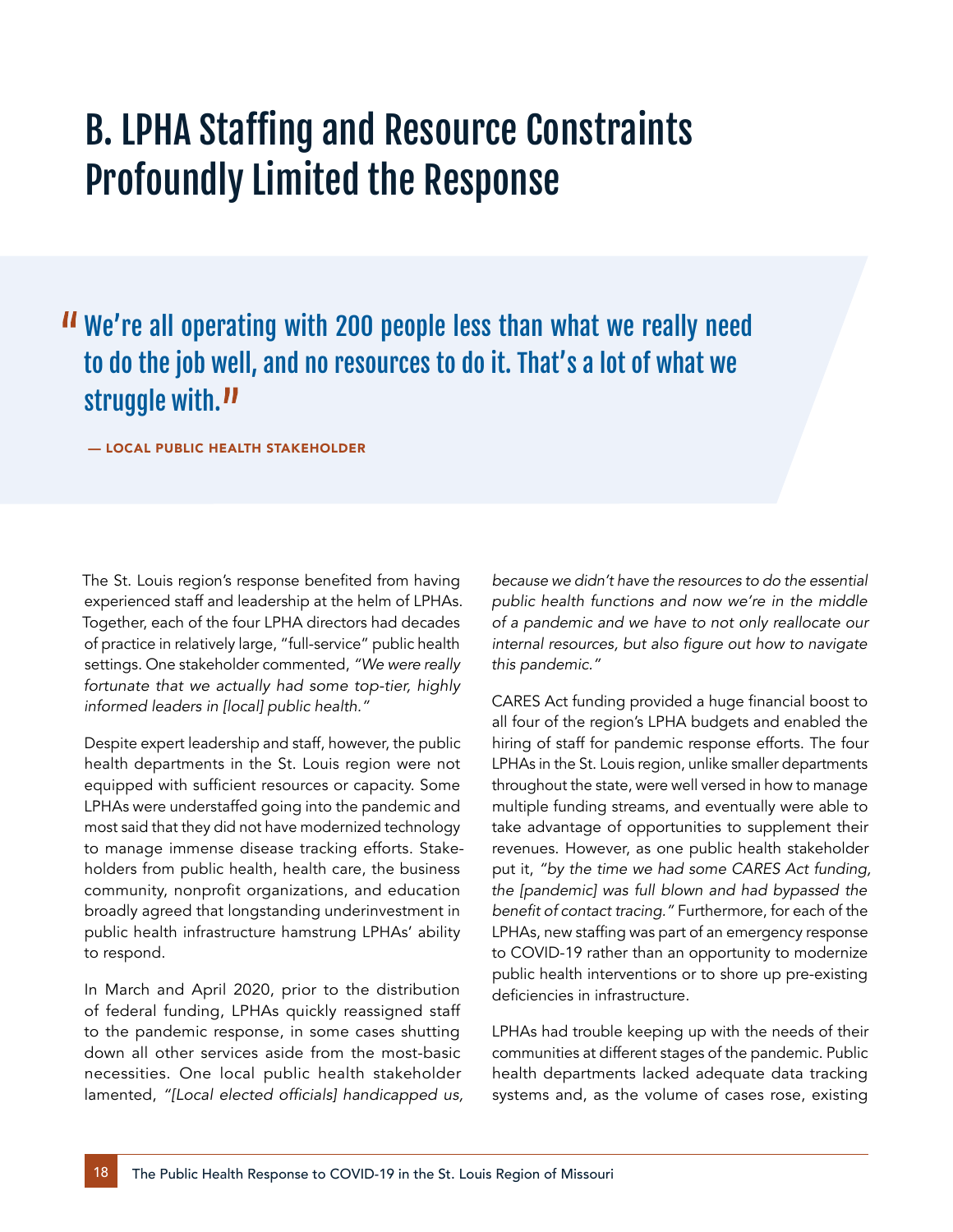# B. LPHA Staffing and Resource Constraints Profoundly Limited the Response

> "We're all operating with 200 people less than what we really need to do the job well, and no resources to do it. That's a lot of what we struggle with."
>
> — LOCAL PUBLIC HEALTH STAKEHOLDER

The St. Louis region's response benefited from having experienced staff and leadership at the helm of LPHAs. Together, each of the four LPHA directors had decades of practice in relatively large, "full-service" public health settings. One stakeholder commented, *"We were really fortunate that we actually had some top-tier, highly informed leaders in [local] public health."*

Despite expert leadership and staff, however, the public health departments in the St. Louis region were not equipped with sufficient resources or capacity. Some LPHAs were understaffed going into the pandemic and most said that they did not have modernized technology to manage immense disease tracking efforts. Stakeholders from public health, health care, the business community, nonprofit organizations, and education broadly agreed that longstanding underinvestment in public health infrastructure hamstrung LPHAs' ability to respond.

In March and April 2020, prior to the distribution of federal funding, LPHAs quickly reassigned staff to the pandemic response, in some cases shutting down all other services aside from the most-basic necessities. One local public health stakeholder lamented, *"[Local elected officials] handicapped us, because we didn't have the resources to do the essential public health functions and now we're in the middle of a pandemic and we have to not only reallocate our internal resources, but also figure out how to navigate this pandemic."*

CARES Act funding provided a huge financial boost to all four of the region's LPHA budgets and enabled the hiring of staff for pandemic response efforts. The four LPHAs in the St. Louis region, unlike smaller departments throughout the state, were well versed in how to manage multiple funding streams, and eventually were able to take advantage of opportunities to supplement their revenues. However, as one public health stakeholder put it, *"by the time we had some CARES Act funding, the [pandemic] was full blown and had bypassed the benefit of contact tracing."* Furthermore, for each of the LPHAs, new staffing was part of an emergency response to COVID-19 rather than an opportunity to modernize public health interventions or to shore up pre-existing deficiencies in infrastructure.

LPHAs had trouble keeping up with the needs of their communities at different stages of the pandemic. Public health departments lacked adequate data tracking systems and, as the volume of cases rose, existing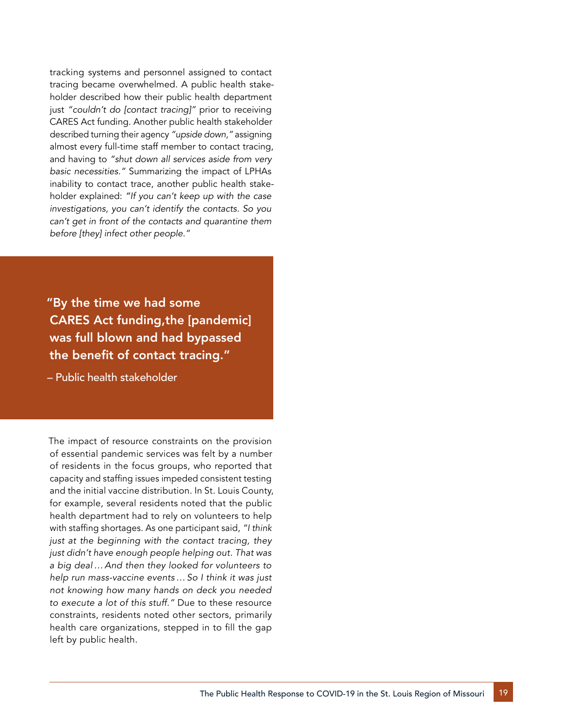tracking systems and personnel assigned to contact tracing became overwhelmed. A public health stakeholder described how their public health department just *"couldn't do [contact tracing]"* prior to receiving CARES Act funding. Another public health stakeholder described turning their agency *"upside down,"* assigning almost every full-time staff member to contact tracing, and having to *"shut down all services aside from very basic necessities."* Summarizing the impact of LPHAs inability to contact trace, another public health stakeholder explained: *"If you can't keep up with the case investigations, you can't identify the contacts. So you can't get in front of the contacts and quarantine them before [they] infect other people."*

> **"By the time we had some CARES Act funding,the [pandemic] was full blown and had bypassed the benefit of contact tracing."**
>
> – Public health stakeholder

The impact of resource constraints on the provision of essential pandemic services was felt by a number of residents in the focus groups, who reported that capacity and staffing issues impeded consistent testing and the initial vaccine distribution. In St. Louis County, for example, several residents noted that the public health department had to rely on volunteers to help with staffing shortages. As one participant said, *"I think just at the beginning with the contact tracing, they just didn't have enough people helping out. That was a big deal … And then they looked for volunteers to help run mass-vaccine events … So I think it was just not knowing how many hands on deck you needed to execute a lot of this stuff."* Due to these resource constraints, residents noted other sectors, primarily health care organizations, stepped in to fill the gap left by public health.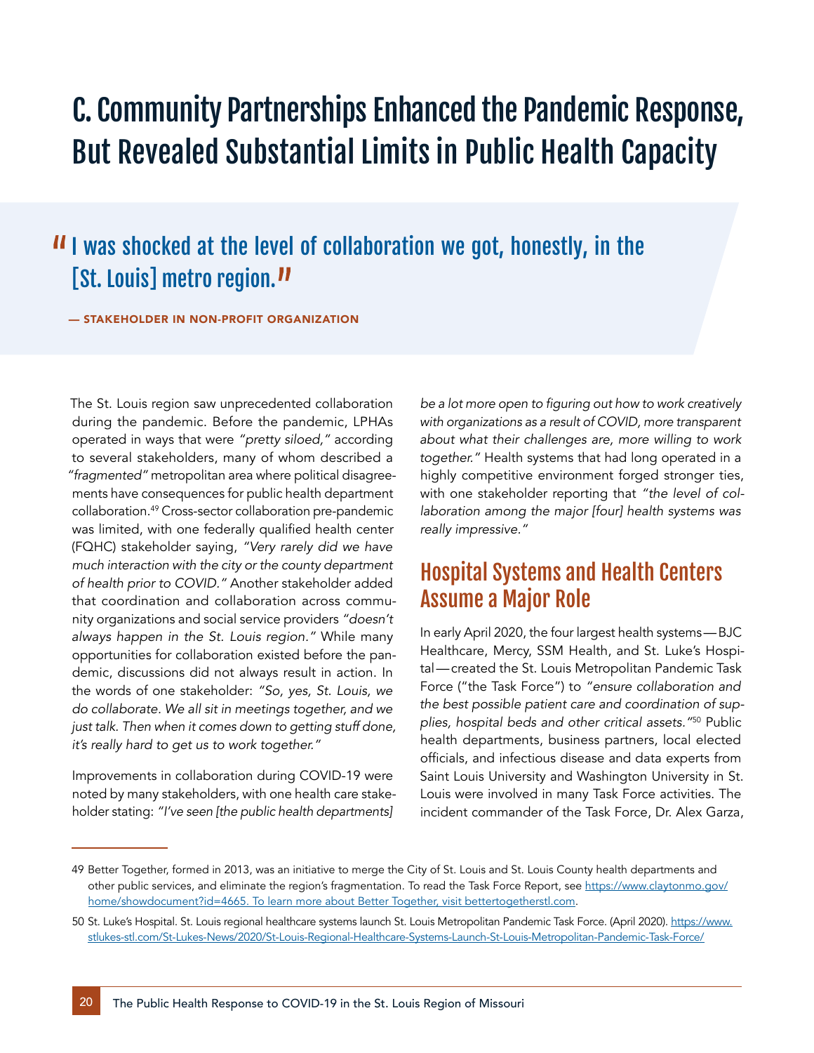# C. Community Partnerships Enhanced the Pandemic Response, But Revealed Substantial Limits in Public Health Capacity

> "I was shocked at the level of collaboration we got, honestly, in the [St. Louis] metro region."
>
> — STAKEHOLDER IN NON-PROFIT ORGANIZATION

The St. Louis region saw unprecedented collaboration during the pandemic. Before the pandemic, LPHAs operated in ways that were *"pretty siloed,"* according to several stakeholders, many of whom described a *"fragmented"* metropolitan area where political disagreements have consequences for public health department collaboration.[49] Cross-sector collaboration pre-pandemic was limited, with one federally qualified health center (FQHC) stakeholder saying, *"Very rarely did we have much interaction with the city or the county department of health prior to COVID."* Another stakeholder added that coordination and collaboration across community organizations and social service providers *"doesn't always happen in the St. Louis region."* While many opportunities for collaboration existed before the pandemic, discussions did not always result in action. In the words of one stakeholder: *"So, yes, St. Louis, we do collaborate. We all sit in meetings together, and we just talk. Then when it comes down to getting stuff done, it's really hard to get us to work together."*

Improvements in collaboration during COVID-19 were noted by many stakeholders, with one health care stakeholder stating: *"I've seen [the public health departments] be a lot more open to figuring out how to work creatively with organizations as a result of COVID, more transparent about what their challenges are, more willing to work together."* Health systems that had long operated in a highly competitive environment forged stronger ties, with one stakeholder reporting that *"the level of collaboration among the major [four] health systems was really impressive."*

## Hospital Systems and Health Centers Assume a Major Role

In early April 2020, the four largest health systems — BJC Healthcare, Mercy, SSM Health, and St. Luke's Hospital — created the St. Louis Metropolitan Pandemic Task Force ("the Task Force") to *"ensure collaboration and the best possible patient care and coordination of supplies, hospital beds and other critical assets."*[50] Public health departments, business partners, local elected officials, and infectious disease and data experts from Saint Louis University and Washington University in St. Louis were involved in many Task Force activities. The incident commander of the Task Force, Dr. Alex Garza,

---

49 Better Together, formed in 2013, was an initiative to merge the City of St. Louis and St. Louis County health departments and other public services, and eliminate the region's fragmentation. To read the Task Force Report, see https://www.claytonmo.gov/home/showdocument?id=4665. To learn more about Better Together, visit bettertogetherstl.com.

50 St. Luke's Hospital. St. Louis regional healthcare systems launch St. Louis Metropolitan Pandemic Task Force. (April 2020). https://www.stlukes-stl.com/St-Lukes-News/2020/St-Louis-Regional-Healthcare-Systems-Launch-St-Louis-Metropolitan-Pandemic-Task-Force/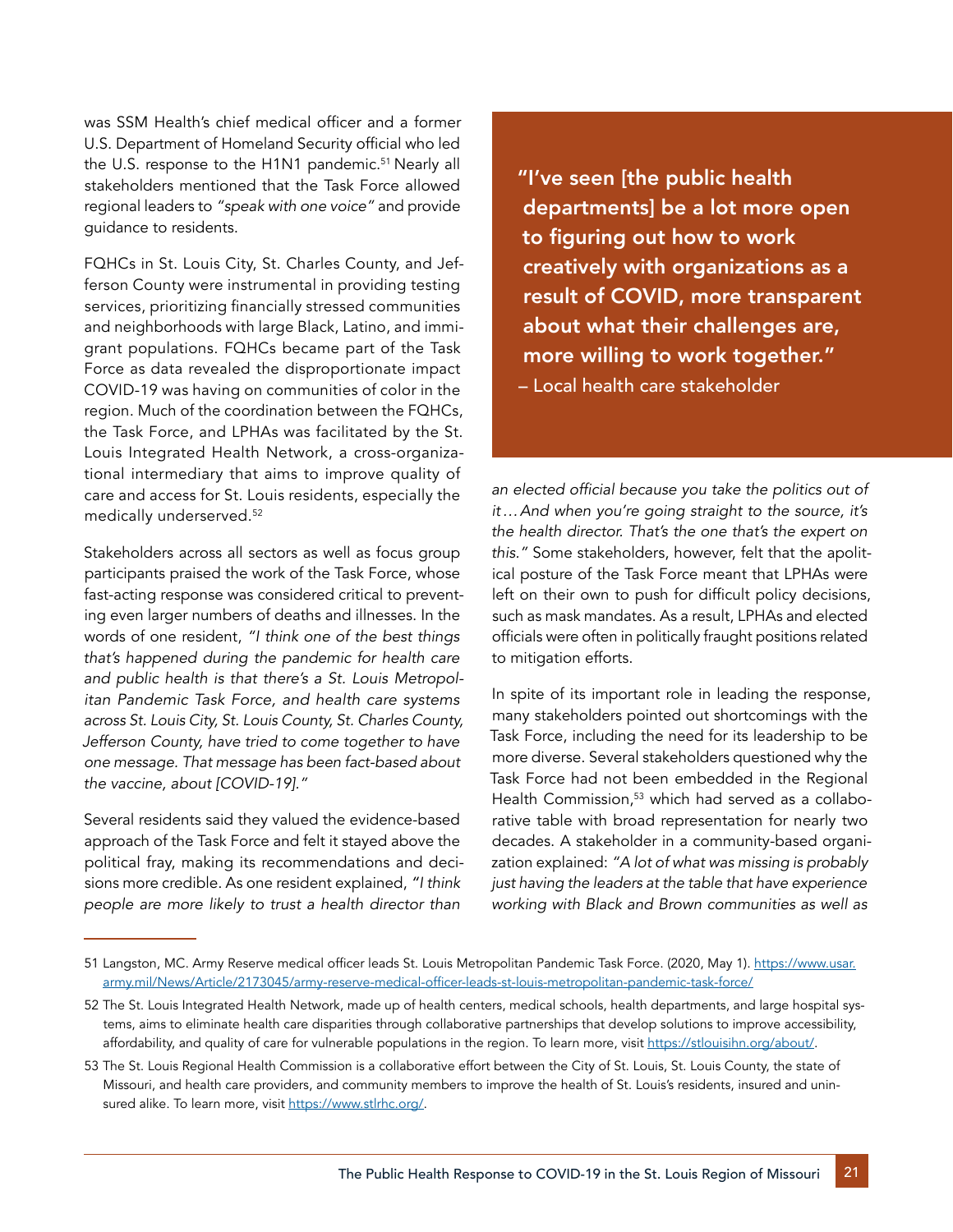was SSM Health's chief medical officer and a former U.S. Department of Homeland Security official who led the U.S. response to the H1N1 pandemic.[51] Nearly all stakeholders mentioned that the Task Force allowed regional leaders to *"speak with one voice"* and provide guidance to residents.

FQHCs in St. Louis City, St. Charles County, and Jefferson County were instrumental in providing testing services, prioritizing financially stressed communities and neighborhoods with large Black, Latino, and immigrant populations. FQHCs became part of the Task Force as data revealed the disproportionate impact COVID-19 was having on communities of color in the region. Much of the coordination between the FQHCs, the Task Force, and LPHAs was facilitated by the St. Louis Integrated Health Network, a cross-organizational intermediary that aims to improve quality of care and access for St. Louis residents, especially the medically underserved.[52]

Stakeholders across all sectors as well as focus group participants praised the work of the Task Force, whose fast-acting response was considered critical to preventing even larger numbers of deaths and illnesses. In the words of one resident, *"I think one of the best things that's happened during the pandemic for health care and public health is that there's a St. Louis Metropolitan Pandemic Task Force, and health care systems across St. Louis City, St. Louis County, St. Charles County, Jefferson County, have tried to come together to have one message. That message has been fact-based about the vaccine, about [COVID-19]."*

Several residents said they valued the evidence-based approach of the Task Force and felt it stayed above the political fray, making its recommendations and decisions more credible. As one resident explained, *"I think people are more likely to trust a health director than an elected official because you take the politics out of it…And when you're going straight to the source, it's the health director. That's the one that's the expert on this."* Some stakeholders, however, felt that the apolitical posture of the Task Force meant that LPHAs were left on their own to push for difficult policy decisions, such as mask mandates. As a result, LPHAs and elected officials were often in politically fraught positions related to mitigation efforts.

> **"I've seen [the public health departments] be a lot more open to figuring out how to work creatively with organizations as a result of COVID, more transparent about what their challenges are, more willing to work together."**
> – Local health care stakeholder

In spite of its important role in leading the response, many stakeholders pointed out shortcomings with the Task Force, including the need for its leadership to be more diverse. Several stakeholders questioned why the Task Force had not been embedded in the Regional Health Commission,[53] which had served as a collaborative table with broad representation for nearly two decades. A stakeholder in a community-based organization explained: *"A lot of what was missing is probably just having the leaders at the table that have experience working with Black and Brown communities as well as*

---

51 Langston, MC. Army Reserve medical officer leads St. Louis Metropolitan Pandemic Task Force. (2020, May 1). https://www.usar.army.mil/News/Article/2173045/army-reserve-medical-officer-leads-st-louis-metropolitan-pandemic-task-force/

52 The St. Louis Integrated Health Network, made up of health centers, medical schools, health departments, and large hospital systems, aims to eliminate health care disparities through collaborative partnerships that develop solutions to improve accessibility, affordability, and quality of care for vulnerable populations in the region. To learn more, visit https://stlouisihn.org/about/.

53 The St. Louis Regional Health Commission is a collaborative effort between the City of St. Louis, St. Louis County, the state of Missouri, and health care providers, and community members to improve the health of St. Louis's residents, insured and uninsured alike. To learn more, visit https://www.stlrhc.org/.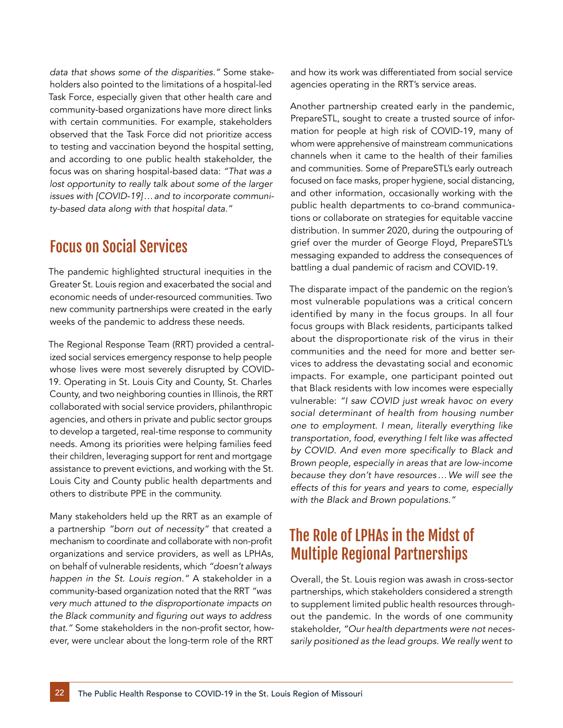*data that shows some of the disparities."* Some stakeholders also pointed to the limitations of a hospital-led Task Force, especially given that other health care and community-based organizations have more direct links with certain communities. For example, stakeholders observed that the Task Force did not prioritize access to testing and vaccination beyond the hospital setting, and according to one public health stakeholder, the focus was on sharing hospital-based data: *"That was a lost opportunity to really talk about some of the larger issues with [COVID-19]… and to incorporate community-based data along with that hospital data."*

## Focus on Social Services

The pandemic highlighted structural inequities in the Greater St. Louis region and exacerbated the social and economic needs of under-resourced communities. Two new community partnerships were created in the early weeks of the pandemic to address these needs.

The Regional Response Team (RRT) provided a centralized social services emergency response to help people whose lives were most severely disrupted by COVID-19. Operating in St. Louis City and County, St. Charles County, and two neighboring counties in Illinois, the RRT collaborated with social service providers, philanthropic agencies, and others in private and public sector groups to develop a targeted, real-time response to community needs. Among its priorities were helping families feed their children, leveraging support for rent and mortgage assistance to prevent evictions, and working with the St. Louis City and County public health departments and others to distribute PPE in the community.

Many stakeholders held up the RRT as an example of a partnership *"born out of necessity"* that created a mechanism to coordinate and collaborate with non-profit organizations and service providers, as well as LPHAs, on behalf of vulnerable residents, which *"doesn't always happen in the St. Louis region."* A stakeholder in a community-based organization noted that the RRT *"was very much attuned to the disproportionate impacts on the Black community and figuring out ways to address that."* Some stakeholders in the non-profit sector, however, were unclear about the long-term role of the RRT and how its work was differentiated from social service agencies operating in the RRT's service areas.

Another partnership created early in the pandemic, PrepareSTL, sought to create a trusted source of information for people at high risk of COVID-19, many of whom were apprehensive of mainstream communications channels when it came to the health of their families and communities. Some of PrepareSTL's early outreach focused on face masks, proper hygiene, social distancing, and other information, occasionally working with the public health departments to co-brand communications or collaborate on strategies for equitable vaccine distribution. In summer 2020, during the outpouring of grief over the murder of George Floyd, PrepareSTL's messaging expanded to address the consequences of battling a dual pandemic of racism and COVID-19.

The disparate impact of the pandemic on the region's most vulnerable populations was a critical concern identified by many in the focus groups. In all four focus groups with Black residents, participants talked about the disproportionate risk of the virus in their communities and the need for more and better services to address the devastating social and economic impacts. For example, one participant pointed out that Black residents with low incomes were especially vulnerable: *"I saw COVID just wreak havoc on every social determinant of health from housing number one to employment. I mean, literally everything like transportation, food, everything I felt like was affected by COVID. And even more specifically to Black and Brown people, especially in areas that are low-income because they don't have resources… We will see the effects of this for years and years to come, especially with the Black and Brown populations."*

## The Role of LPHAs in the Midst of Multiple Regional Partnerships

Overall, the St. Louis region was awash in cross-sector partnerships, which stakeholders considered a strength to supplement limited public health resources throughout the pandemic. In the words of one community stakeholder, *"Our health departments were not necessarily positioned as the lead groups. We really went to*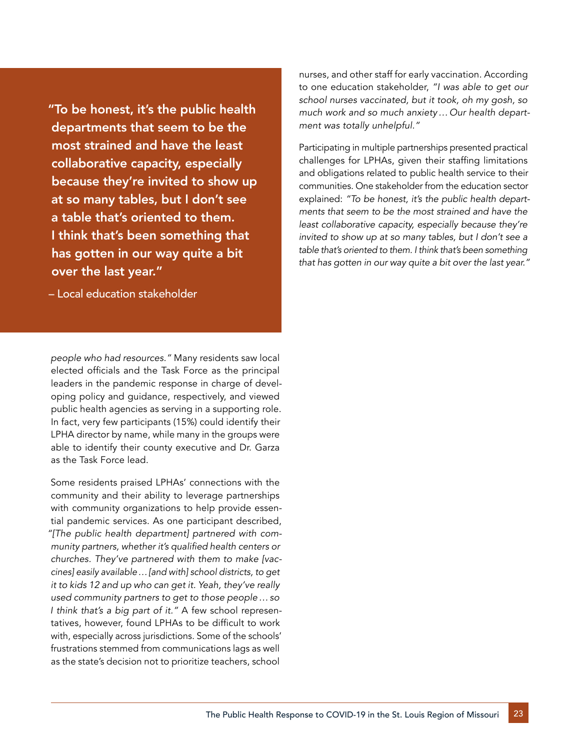> **"To be honest, it's the public health departments that seem to be the most strained and have the least collaborative capacity, especially because they're invited to show up at so many tables, but I don't see a table that's oriented to them. I think that's been something that has gotten in our way quite a bit over the last year."**
>
> – Local education stakeholder

*people who had resources."* Many residents saw local elected officials and the Task Force as the principal leaders in the pandemic response in charge of developing policy and guidance, respectively, and viewed public health agencies as serving in a supporting role. In fact, very few participants (15%) could identify their LPHA director by name, while many in the groups were able to identify their county executive and Dr. Garza as the Task Force lead.

Some residents praised LPHAs' connections with the community and their ability to leverage partnerships with community organizations to help provide essential pandemic services. As one participant described, *"[The public health department] partnered with community partners, whether it's qualified health centers or churches. They've partnered with them to make [vaccines] easily available … [and with] school districts, to get it to kids 12 and up who can get it. Yeah, they've really used community partners to get to those people … so I think that's a big part of it."* A few school representatives, however, found LPHAs to be difficult to work with, especially across jurisdictions. Some of the schools' frustrations stemmed from communications lags as well as the state's decision not to prioritize teachers, school nurses, and other staff for early vaccination. According to one education stakeholder, *"I was able to get our school nurses vaccinated, but it took, oh my gosh, so much work and so much anxiety … Our health department was totally unhelpful."*

Participating in multiple partnerships presented practical challenges for LPHAs, given their staffing limitations and obligations related to public health service to their communities. One stakeholder from the education sector explained: *"To be honest, it's the public health departments that seem to be the most strained and have the least collaborative capacity, especially because they're invited to show up at so many tables, but I don't see a table that's oriented to them. I think that's been something that has gotten in our way quite a bit over the last year."*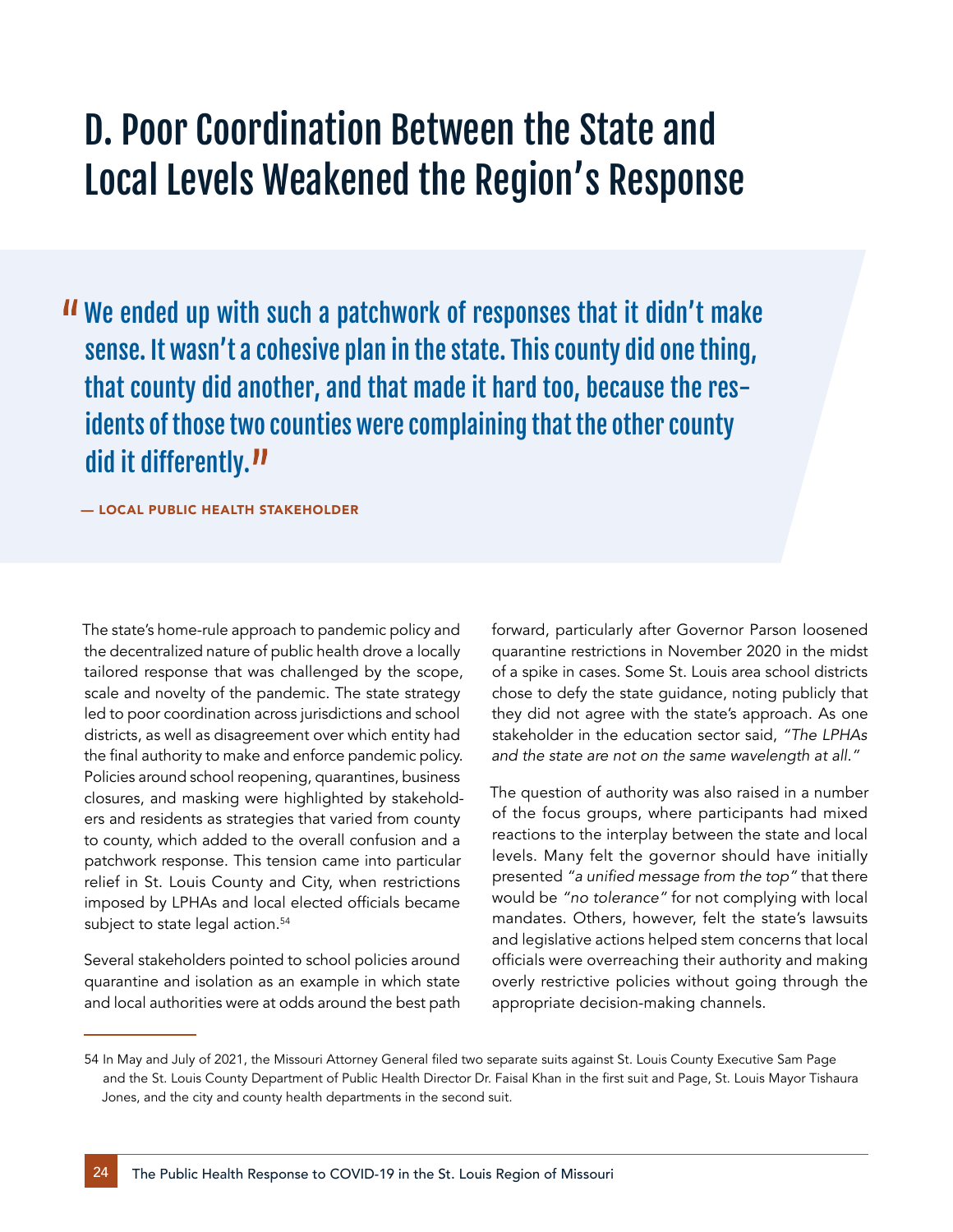# D. Poor Coordination Between the State and Local Levels Weakened the Region's Response

> "We ended up with such a patchwork of responses that it didn't make sense. It wasn't a cohesive plan in the state. This county did one thing, that county did another, and that made it hard too, because the residents of those two counties were complaining that the other county did it differently."
>
> — LOCAL PUBLIC HEALTH STAKEHOLDER

The state's home-rule approach to pandemic policy and the decentralized nature of public health drove a locally tailored response that was challenged by the scope, scale and novelty of the pandemic. The state strategy led to poor coordination across jurisdictions and school districts, as well as disagreement over which entity had the final authority to make and enforce pandemic policy. Policies around school reopening, quarantines, business closures, and masking were highlighted by stakeholders and residents as strategies that varied from county to county, which added to the overall confusion and a patchwork response. This tension came into particular relief in St. Louis County and City, when restrictions imposed by LPHAs and local elected officials became subject to state legal action.[54]

Several stakeholders pointed to school policies around quarantine and isolation as an example in which state and local authorities were at odds around the best path forward, particularly after Governor Parson loosened quarantine restrictions in November 2020 in the midst of a spike in cases. Some St. Louis area school districts chose to defy the state guidance, noting publicly that they did not agree with the state's approach. As one stakeholder in the education sector said, *"The LPHAs and the state are not on the same wavelength at all."*

The question of authority was also raised in a number of the focus groups, where participants had mixed reactions to the interplay between the state and local levels. Many felt the governor should have initially presented *"a unified message from the top"* that there would be *"no tolerance"* for not complying with local mandates. Others, however, felt the state's lawsuits and legislative actions helped stem concerns that local officials were overreaching their authority and making overly restrictive policies without going through the appropriate decision-making channels.

---

54 In May and July of 2021, the Missouri Attorney General filed two separate suits against St. Louis County Executive Sam Page and the St. Louis County Department of Public Health Director Dr. Faisal Khan in the first suit and Page, St. Louis Mayor Tishaura Jones, and the city and county health departments in the second suit.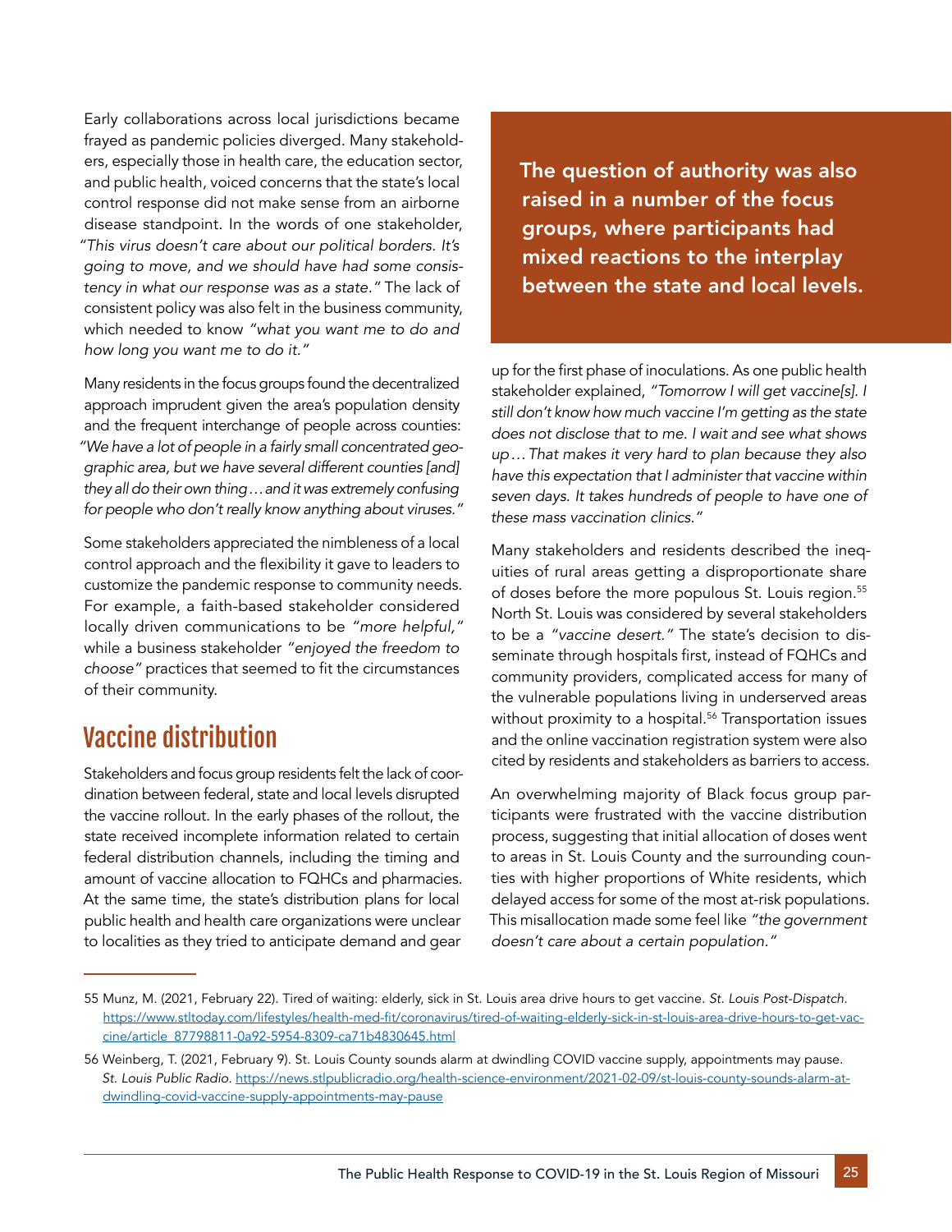Early collaborations across local jurisdictions became frayed as pandemic policies diverged. Many stakeholders, especially those in health care, the education sector, and public health, voiced concerns that the state's local control response did not make sense from an airborne disease standpoint. In the words of one stakeholder, *"This virus doesn't care about our political borders. It's going to move, and we should have had some consistency in what our response was as a state."* The lack of consistent policy was also felt in the business community, which needed to know *"what you want me to do and how long you want me to do it."*

Many residents in the focus groups found the decentralized approach imprudent given the area's population density and the frequent interchange of people across counties: *"We have a lot of people in a fairly small concentrated geographic area, but we have several different counties [and] they all do their own thing…and it was extremely confusing for people who don't really know anything about viruses."*

Some stakeholders appreciated the nimbleness of a local control approach and the flexibility it gave to leaders to customize the pandemic response to community needs. For example, a faith-based stakeholder considered locally driven communications to be *"more helpful,"* while a business stakeholder *"enjoyed the freedom to choose"* practices that seemed to fit the circumstances of their community.

**The question of authority was also raised in a number of the focus groups, where participants had mixed reactions to the interplay between the state and local levels.**

## Vaccine distribution

Stakeholders and focus group residents felt the lack of coordination between federal, state and local levels disrupted the vaccine rollout. In the early phases of the rollout, the state received incomplete information related to certain federal distribution channels, including the timing and amount of vaccine allocation to FQHCs and pharmacies. At the same time, the state's distribution plans for local public health and health care organizations were unclear to localities as they tried to anticipate demand and gear up for the first phase of inoculations. As one public health stakeholder explained, *"Tomorrow I will get vaccine[s]. I still don't know how much vaccine I'm getting as the state does not disclose that to me. I wait and see what shows up…That makes it very hard to plan because they also have this expectation that I administer that vaccine within seven days. It takes hundreds of people to have one of these mass vaccination clinics."*

Many stakeholders and residents described the inequities of rural areas getting a disproportionate share of doses before the more populous St. Louis region.[55] North St. Louis was considered by several stakeholders to be a *"vaccine desert."* The state's decision to disseminate through hospitals first, instead of FQHCs and community providers, complicated access for many of the vulnerable populations living in underserved areas without proximity to a hospital.[56] Transportation issues and the online vaccination registration system were also cited by residents and stakeholders as barriers to access.

An overwhelming majority of Black focus group participants were frustrated with the vaccine distribution process, suggesting that initial allocation of doses went to areas in St. Louis County and the surrounding counties with higher proportions of White residents, which delayed access for some of the most at-risk populations. This misallocation made some feel like *"the government doesn't care about a certain population."*

---

55 Munz, M. (2021, February 22). Tired of waiting: elderly, sick in St. Louis area drive hours to get vaccine. *St. Louis Post-Dispatch*. https://www.stltoday.com/lifestyles/health-med-fit/coronavirus/tired-of-waiting-elderly-sick-in-st-louis-area-drive-hours-to-get-vaccine/article_87798811-0a92-5954-8309-ca71b4830645.html

56 Weinberg, T. (2021, February 9). St. Louis County sounds alarm at dwindling COVID vaccine supply, appointments may pause. *St. Louis Public Radio*. https://news.stlpublicradio.org/health-science-environment/2021-02-09/st-louis-county-sounds-alarm-at-dwindling-covid-vaccine-supply-appointments-may-pause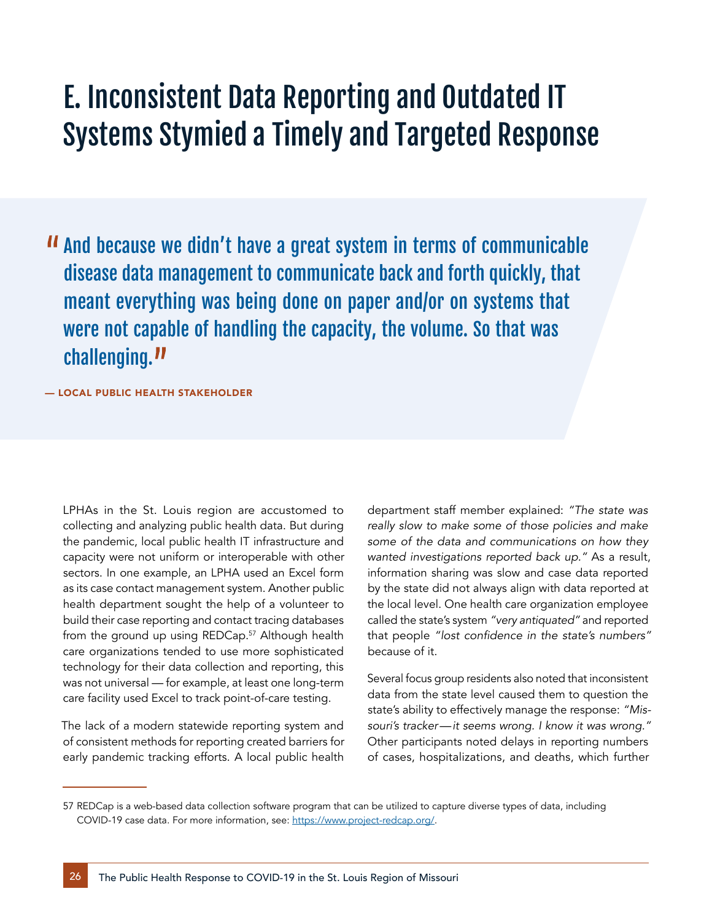# E. Inconsistent Data Reporting and Outdated IT Systems Stymied a Timely and Targeted Response

> "And because we didn't have a great system in terms of communicable disease data management to communicate back and forth quickly, that meant everything was being done on paper and/or on systems that were not capable of handling the capacity, the volume. So that was challenging."
>
> — **LOCAL PUBLIC HEALTH STAKEHOLDER**

LPHAs in the St. Louis region are accustomed to collecting and analyzing public health data. But during the pandemic, local public health IT infrastructure and capacity were not uniform or interoperable with other sectors. In one example, an LPHA used an Excel form as its case contact management system. Another public health department sought the help of a volunteer to build their case reporting and contact tracing databases from the ground up using REDCap.[57] Although health care organizations tended to use more sophisticated technology for their data collection and reporting, this was not universal — for example, at least one long-term care facility used Excel to track point-of-care testing.

The lack of a modern statewide reporting system and of consistent methods for reporting created barriers for early pandemic tracking efforts. A local public health department staff member explained: *"The state was really slow to make some of those policies and make some of the data and communications on how they wanted investigations reported back up."* As a result, information sharing was slow and case data reported by the state did not always align with data reported at the local level. One health care organization employee called the state's system *"very antiquated"* and reported that people *"lost confidence in the state's numbers"* because of it.

Several focus group residents also noted that inconsistent data from the state level caused them to question the state's ability to effectively manage the response: *"Missouri's tracker — it seems wrong. I know it was wrong."* Other participants noted delays in reporting numbers of cases, hospitalizations, and deaths, which further

57 REDCap is a web-based data collection software program that can be utilized to capture diverse types of data, including COVID-19 case data. For more information, see: https://www.project-redcap.org/.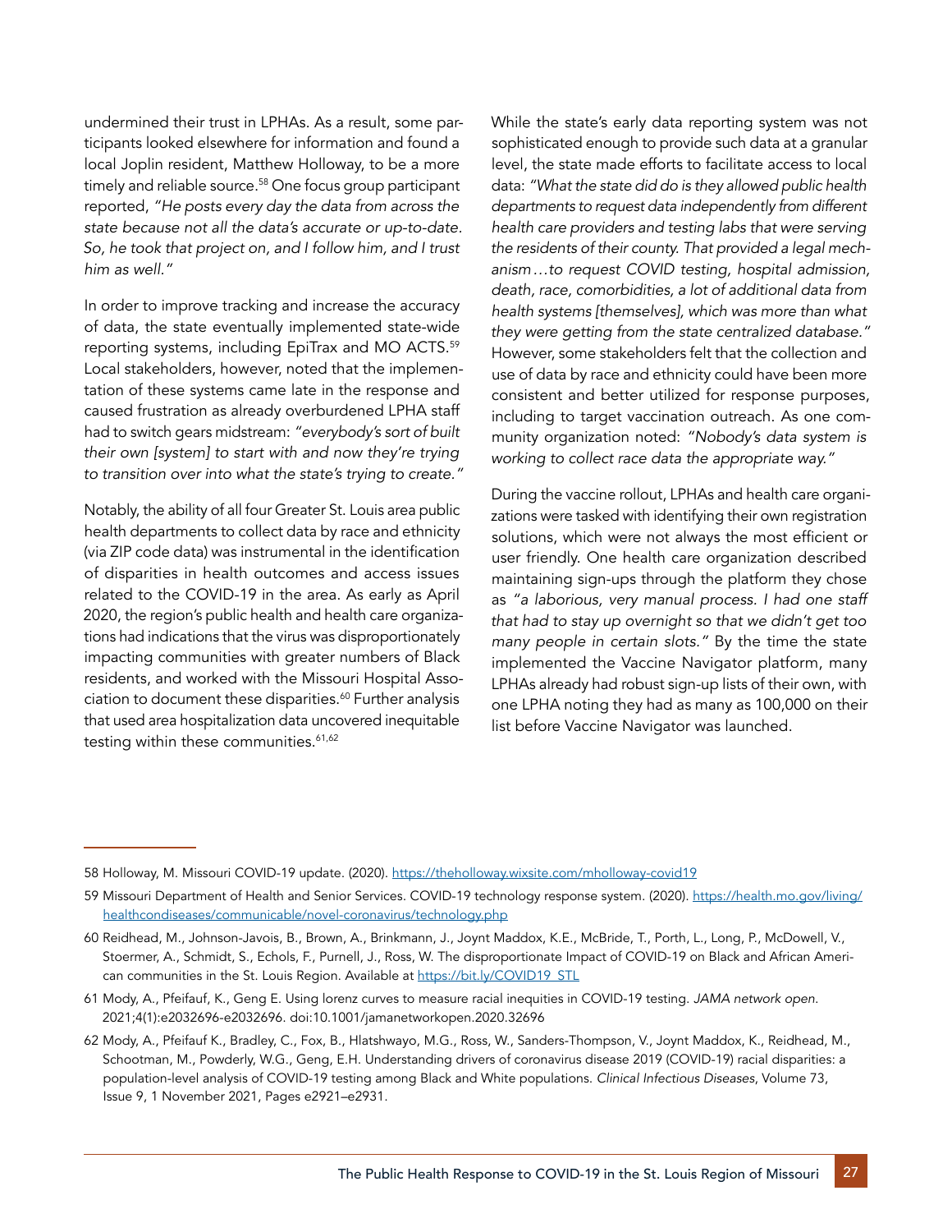undermined their trust in LPHAs. As a result, some participants looked elsewhere for information and found a local Joplin resident, Matthew Holloway, to be a more timely and reliable source.[58] One focus group participant reported, *"He posts every day the data from across the state because not all the data's accurate or up-to-date. So, he took that project on, and I follow him, and I trust him as well."*

In order to improve tracking and increase the accuracy of data, the state eventually implemented state-wide reporting systems, including EpiTrax and MO ACTS.[59] Local stakeholders, however, noted that the implementation of these systems came late in the response and caused frustration as already overburdened LPHA staff had to switch gears midstream: *"everybody's sort of built their own [system] to start with and now they're trying to transition over into what the state's trying to create."*

Notably, the ability of all four Greater St. Louis area public health departments to collect data by race and ethnicity (via ZIP code data) was instrumental in the identification of disparities in health outcomes and access issues related to the COVID-19 in the area. As early as April 2020, the region's public health and health care organizations had indications that the virus was disproportionately impacting communities with greater numbers of Black residents, and worked with the Missouri Hospital Association to document these disparities.[60] Further analysis that used area hospitalization data uncovered inequitable testing within these communities.[61,62]

While the state's early data reporting system was not sophisticated enough to provide such data at a granular level, the state made efforts to facilitate access to local data: *"What the state did do is they allowed public health departments to request data independently from different health care providers and testing labs that were serving the residents of their county. That provided a legal mechanism…to request COVID testing, hospital admission, death, race, comorbidities, a lot of additional data from health systems [themselves], which was more than what they were getting from the state centralized database."* However, some stakeholders felt that the collection and use of data by race and ethnicity could have been more consistent and better utilized for response purposes, including to target vaccination outreach. As one community organization noted: *"Nobody's data system is working to collect race data the appropriate way."*

During the vaccine rollout, LPHAs and health care organizations were tasked with identifying their own registration solutions, which were not always the most efficient or user friendly. One health care organization described maintaining sign-ups through the platform they chose as *"a laborious, very manual process. I had one staff that had to stay up overnight so that we didn't get too many people in certain slots."* By the time the state implemented the Vaccine Navigator platform, many LPHAs already had robust sign-up lists of their own, with one LPHA noting they had as many as 100,000 on their list before Vaccine Navigator was launched.

---

58 Holloway, M. Missouri COVID-19 update. (2020). https://theholloway.wixsite.com/mholloway-covid19

59 Missouri Department of Health and Senior Services. COVID-19 technology response system. (2020). https://health.mo.gov/living/healthcondiseases/communicable/novel-coronavirus/technology.php

60 Reidhead, M., Johnson-Javois, B., Brown, A., Brinkmann, J., Joynt Maddox, K.E., McBride, T., Porth, L., Long, P., McDowell, V., Stoermer, A., Schmidt, S., Echols, F., Purnell, J., Ross, W. The disproportionate Impact of COVID-19 on Black and African American communities in the St. Louis Region. Available at https://bit.ly/COVID19_STL

61 Mody, A., Pfeifauf, K., Geng E. Using lorenz curves to measure racial inequities in COVID-19 testing. *JAMA network open.* 2021;4(1):e2032696-e2032696. doi:10.1001/jamanetworkopen.2020.32696

62 Mody, A., Pfeifauf K., Bradley, C., Fox, B., Hlatshwayo, M.G., Ross, W., Sanders-Thompson, V., Joynt Maddox, K., Reidhead, M., Schootman, M., Powderly, W.G., Geng, E.H. Understanding drivers of coronavirus disease 2019 (COVID-19) racial disparities: a population-level analysis of COVID-19 testing among Black and White populations. *Clinical Infectious Diseases*, Volume 73, Issue 9, 1 November 2021, Pages e2921–e2931.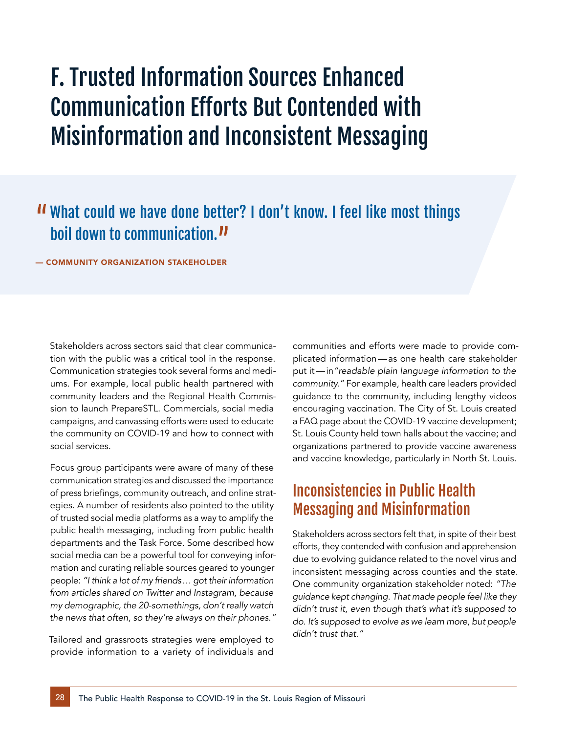# F. Trusted Information Sources Enhanced Communication Efforts But Contended with Misinformation and Inconsistent Messaging

> "What could we have done better? I don't know. I feel like most things boil down to communication."
>
> — COMMUNITY ORGANIZATION STAKEHOLDER

Stakeholders across sectors said that clear communication with the public was a critical tool in the response. Communication strategies took several forms and mediums. For example, local public health partnered with community leaders and the Regional Health Commission to launch PrepareSTL. Commercials, social media campaigns, and canvassing efforts were used to educate the community on COVID-19 and how to connect with social services.

Focus group participants were aware of many of these communication strategies and discussed the importance of press briefings, community outreach, and online strategies. A number of residents also pointed to the utility of trusted social media platforms as a way to amplify the public health messaging, including from public health departments and the Task Force. Some described how social media can be a powerful tool for conveying information and curating reliable sources geared to younger people: *"I think a lot of my friends… got their information from articles shared on Twitter and Instagram, because my demographic, the 20-somethings, don't really watch the news that often, so they're always on their phones."*

Tailored and grassroots strategies were employed to provide information to a variety of individuals and communities and efforts were made to provide complicated information—as one health care stakeholder put it—in *"readable plain language information to the community."* For example, health care leaders provided guidance to the community, including lengthy videos encouraging vaccination. The City of St. Louis created a FAQ page about the COVID-19 vaccine development; St. Louis County held town halls about the vaccine; and organizations partnered to provide vaccine awareness and vaccine knowledge, particularly in North St. Louis.

## Inconsistencies in Public Health Messaging and Misinformation

Stakeholders across sectors felt that, in spite of their best efforts, they contended with confusion and apprehension due to evolving guidance related to the novel virus and inconsistent messaging across counties and the state. One community organization stakeholder noted: *"The guidance kept changing. That made people feel like they didn't trust it, even though that's what it's supposed to do. It's supposed to evolve as we learn more, but people didn't trust that."*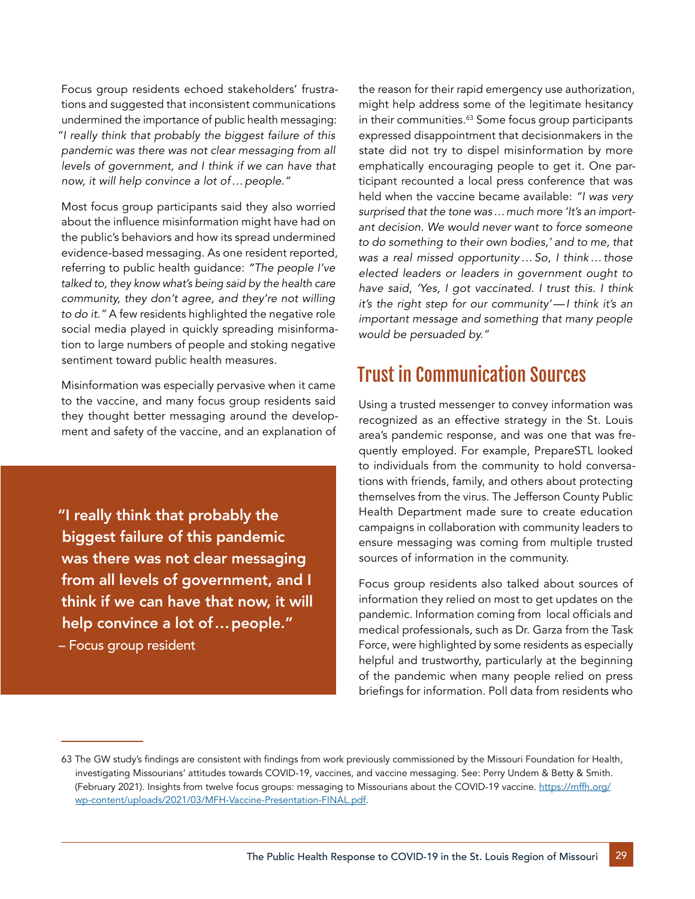Focus group residents echoed stakeholders' frustrations and suggested that inconsistent communications undermined the importance of public health messaging: *"I really think that probably the biggest failure of this pandemic was there was not clear messaging from all levels of government, and I think if we can have that now, it will help convince a lot of… people."*

Most focus group participants said they also worried about the influence misinformation might have had on the public's behaviors and how its spread undermined evidence-based messaging. As one resident reported, referring to public health guidance: *"The people I've talked to, they know what's being said by the health care community, they don't agree, and they're not willing to do it."* A few residents highlighted the negative role social media played in quickly spreading misinformation to large numbers of people and stoking negative sentiment toward public health measures.

Misinformation was especially pervasive when it came to the vaccine, and many focus group residents said they thought better messaging around the development and safety of the vaccine, and an explanation of the reason for their rapid emergency use authorization, might help address some of the legitimate hesitancy in their communities.[63] Some focus group participants expressed disappointment that decisionmakers in the state did not try to dispel misinformation by more emphatically encouraging people to get it. One participant recounted a local press conference that was held when the vaccine became available: *"I was very surprised that the tone was… much more 'It's an important decision. We would never want to force someone to do something to their own bodies,' and to me, that was a real missed opportunity… So, I think… those elected leaders or leaders in government ought to have said, 'Yes, I got vaccinated. I trust this. I think it's the right step for our community'—I think it's an important message and something that many people would be persuaded by."*

> **"I really think that probably the biggest failure of this pandemic was there was not clear messaging from all levels of government, and I think if we can have that now, it will help convince a lot of… people."**
> – Focus group resident

## Trust in Communication Sources

Using a trusted messenger to convey information was recognized as an effective strategy in the St. Louis area's pandemic response, and was one that was frequently employed. For example, PrepareSTL looked to individuals from the community to hold conversations with friends, family, and others about protecting themselves from the virus. The Jefferson County Public Health Department made sure to create education campaigns in collaboration with community leaders to ensure messaging was coming from multiple trusted sources of information in the community.

Focus group residents also talked about sources of information they relied on most to get updates on the pandemic. Information coming from local officials and medical professionals, such as Dr. Garza from the Task Force, were highlighted by some residents as especially helpful and trustworthy, particularly at the beginning of the pandemic when many people relied on press briefings for information. Poll data from residents who

---

63 The GW study's findings are consistent with findings from work previously commissioned by the Missouri Foundation for Health, investigating Missourians' attitudes towards COVID-19, vaccines, and vaccine messaging. See: Perry Undem & Betty & Smith. (February 2021). Insights from twelve focus groups: messaging to Missourians about the COVID-19 vaccine. https://mffh.org/wp-content/uploads/2021/03/MFH-Vaccine-Presentation-FINAL.pdf.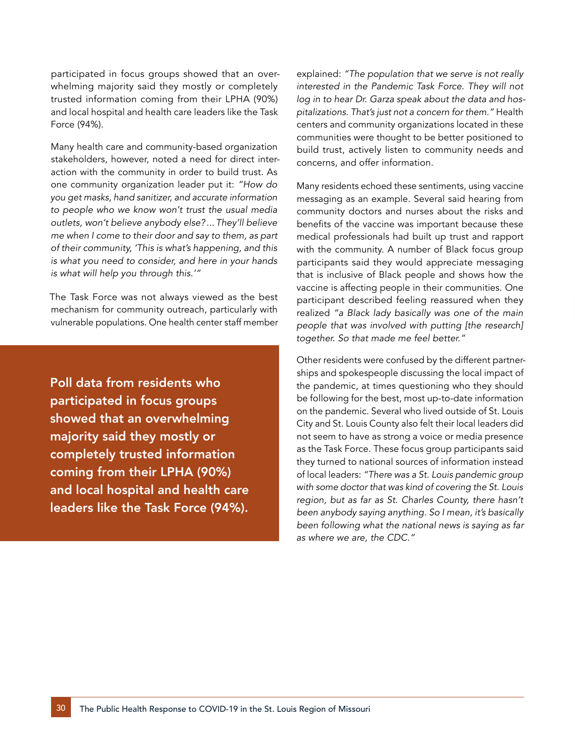participated in focus groups showed that an overwhelming majority said they mostly or completely trusted information coming from their LPHA (90%) and local hospital and health care leaders like the Task Force (94%).

Many health care and community-based organization stakeholders, however, noted a need for direct interaction with the community in order to build trust. As one community organization leader put it: *"How do you get masks, hand sanitizer, and accurate information to people who we know won't trust the usual media outlets, won't believe anybody else?... They'll believe me when I come to their door and say to them, as part of their community, 'This is what's happening, and this is what you need to consider, and here in your hands is what will help you through this.'"*

The Task Force was not always viewed as the best mechanism for community outreach, particularly with vulnerable populations. One health center staff member explained: *"The population that we serve is not really interested in the Pandemic Task Force. They will not log in to hear Dr. Garza speak about the data and hospitalizations. That's just not a concern for them."* Health centers and community organizations located in these communities were thought to be better positioned to build trust, actively listen to community needs and concerns, and offer information.

**Poll data from residents who participated in focus groups showed that an overwhelming majority said they mostly or completely trusted information coming from their LPHA (90%) and local hospital and health care leaders like the Task Force (94%).**

Many residents echoed these sentiments, using vaccine messaging as an example. Several said hearing from community doctors and nurses about the risks and benefits of the vaccine was important because these medical professionals had built up trust and rapport with the community. A number of Black focus group participants said they would appreciate messaging that is inclusive of Black people and shows how the vaccine is affecting people in their communities. One participant described feeling reassured when they realized *"a Black lady basically was one of the main people that was involved with putting [the research] together. So that made me feel better."*

Other residents were confused by the different partnerships and spokespeople discussing the local impact of the pandemic, at times questioning who they should be following for the best, most up-to-date information on the pandemic. Several who lived outside of St. Louis City and St. Louis County also felt their local leaders did not seem to have as strong a voice or media presence as the Task Force. These focus group participants said they turned to national sources of information instead of local leaders: *"There was a St. Louis pandemic group with some doctor that was kind of covering the St. Louis region, but as far as St. Charles County, there hasn't been anybody saying anything. So I mean, it's basically been following what the national news is saying as far as where we are, the CDC."*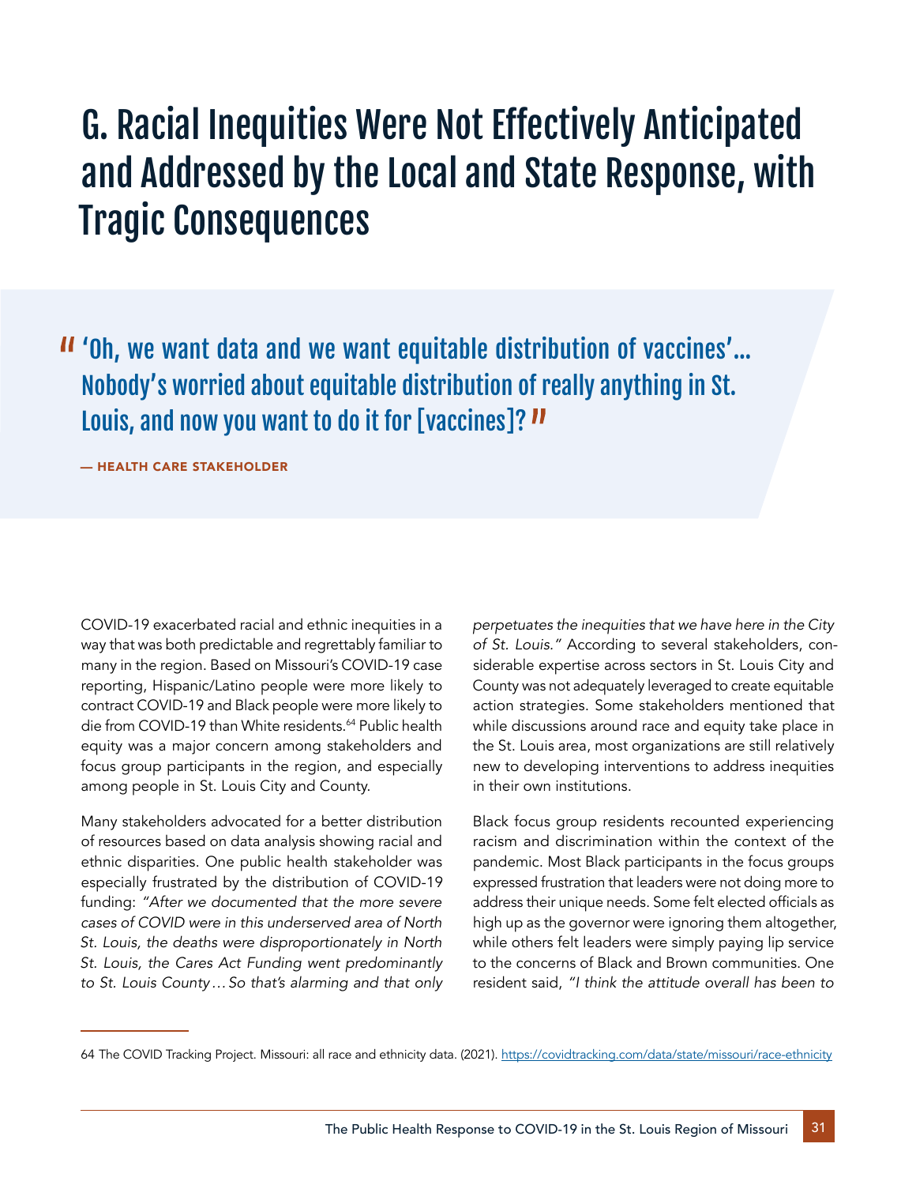# G. Racial Inequities Were Not Effectively Anticipated and Addressed by the Local and State Response, with Tragic Consequences

> "'Oh, we want data and we want equitable distribution of vaccines'... Nobody's worried about equitable distribution of really anything in St. Louis, and now you want to do it for [vaccines]?"
>
> **— HEALTH CARE STAKEHOLDER**

COVID-19 exacerbated racial and ethnic inequities in a way that was both predictable and regrettably familiar to many in the region. Based on Missouri's COVID-19 case reporting, Hispanic/Latino people were more likely to contract COVID-19 and Black people were more likely to die from COVID-19 than White residents.[64] Public health equity was a major concern among stakeholders and focus group participants in the region, and especially among people in St. Louis City and County.

Many stakeholders advocated for a better distribution of resources based on data analysis showing racial and ethnic disparities. One public health stakeholder was especially frustrated by the distribution of COVID-19 funding: *"After we documented that the more severe cases of COVID were in this underserved area of North St. Louis, the deaths were disproportionately in North St. Louis, the Cares Act Funding went predominantly to St. Louis County… So that's alarming and that only perpetuates the inequities that we have here in the City of St. Louis."* According to several stakeholders, considerable expertise across sectors in St. Louis City and County was not adequately leveraged to create equitable action strategies. Some stakeholders mentioned that while discussions around race and equity take place in the St. Louis area, most organizations are still relatively new to developing interventions to address inequities in their own institutions.

Black focus group residents recounted experiencing racism and discrimination within the context of the pandemic. Most Black participants in the focus groups expressed frustration that leaders were not doing more to address their unique needs. Some felt elected officials as high up as the governor were ignoring them altogether, while others felt leaders were simply paying lip service to the concerns of Black and Brown communities. One resident said, *"I think the attitude overall has been to*

---

64 The COVID Tracking Project. Missouri: all race and ethnicity data. (2021). https://covidtracking.com/data/state/missouri/race-ethnicity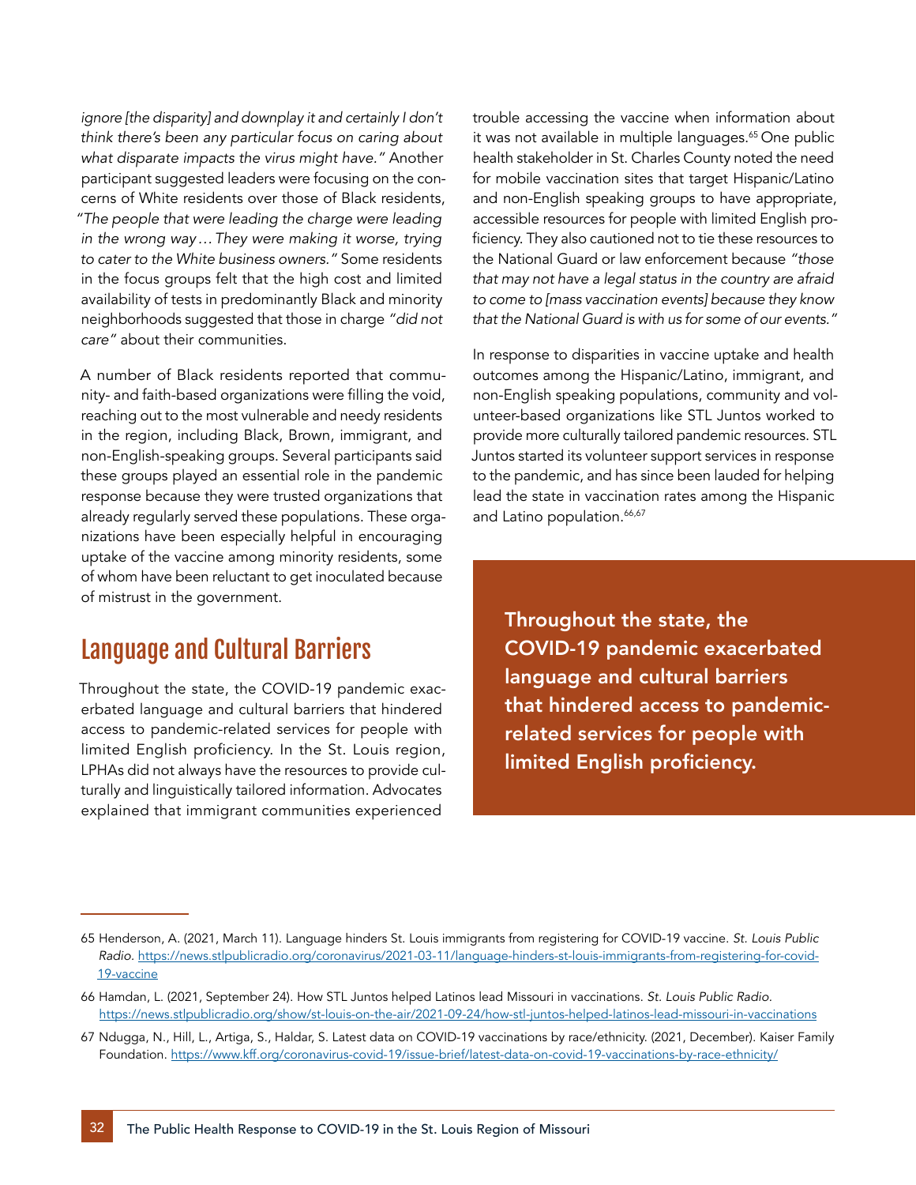*ignore [the disparity] and downplay it and certainly I don't think there's been any particular focus on caring about what disparate impacts the virus might have."* Another participant suggested leaders were focusing on the concerns of White residents over those of Black residents, *"The people that were leading the charge were leading in the wrong way… They were making it worse, trying to cater to the White business owners."* Some residents in the focus groups felt that the high cost and limited availability of tests in predominantly Black and minority neighborhoods suggested that those in charge *"did not care"* about their communities.

A number of Black residents reported that community- and faith-based organizations were filling the void, reaching out to the most vulnerable and needy residents in the region, including Black, Brown, immigrant, and non-English-speaking groups. Several participants said these groups played an essential role in the pandemic response because they were trusted organizations that already regularly served these populations. These organizations have been especially helpful in encouraging uptake of the vaccine among minority residents, some of whom have been reluctant to get inoculated because of mistrust in the government.

## Language and Cultural Barriers

Throughout the state, the COVID-19 pandemic exacerbated language and cultural barriers that hindered access to pandemic-related services for people with limited English proficiency. In the St. Louis region, LPHAs did not always have the resources to provide culturally and linguistically tailored information. Advocates explained that immigrant communities experienced trouble accessing the vaccine when information about it was not available in multiple languages.[65] One public health stakeholder in St. Charles County noted the need for mobile vaccination sites that target Hispanic/Latino and non-English speaking groups to have appropriate, accessible resources for people with limited English proficiency. They also cautioned not to tie these resources to the National Guard or law enforcement because *"those that may not have a legal status in the country are afraid to come to [mass vaccination events] because they know that the National Guard is with us for some of our events."*

In response to disparities in vaccine uptake and health outcomes among the Hispanic/Latino, immigrant, and non-English speaking populations, community and volunteer-based organizations like STL Juntos worked to provide more culturally tailored pandemic resources. STL Juntos started its volunteer support services in response to the pandemic, and has since been lauded for helping lead the state in vaccination rates among the Hispanic and Latino population.[66,67]

**Throughout the state, the COVID-19 pandemic exacerbated language and cultural barriers that hindered access to pandemic-related services for people with limited English proficiency.**

---

65 Henderson, A. (2021, March 11). Language hinders St. Louis immigrants from registering for COVID-19 vaccine. *St. Louis Public Radio*. https://news.stlpublicradio.org/coronavirus/2021-03-11/language-hinders-st-louis-immigrants-from-registering-for-covid-19-vaccine

66 Hamdan, L. (2021, September 24). How STL Juntos helped Latinos lead Missouri in vaccinations. *St. Louis Public Radio*. https://news.stlpublicradio.org/show/st-louis-on-the-air/2021-09-24/how-stl-juntos-helped-latinos-lead-missouri-in-vaccinations

67 Ndugga, N., Hill, L., Artiga, S., Haldar, S. Latest data on COVID-19 vaccinations by race/ethnicity. (2021, December). Kaiser Family Foundation. https://www.kff.org/coronavirus-covid-19/issue-brief/latest-data-on-covid-19-vaccinations-by-race-ethnicity/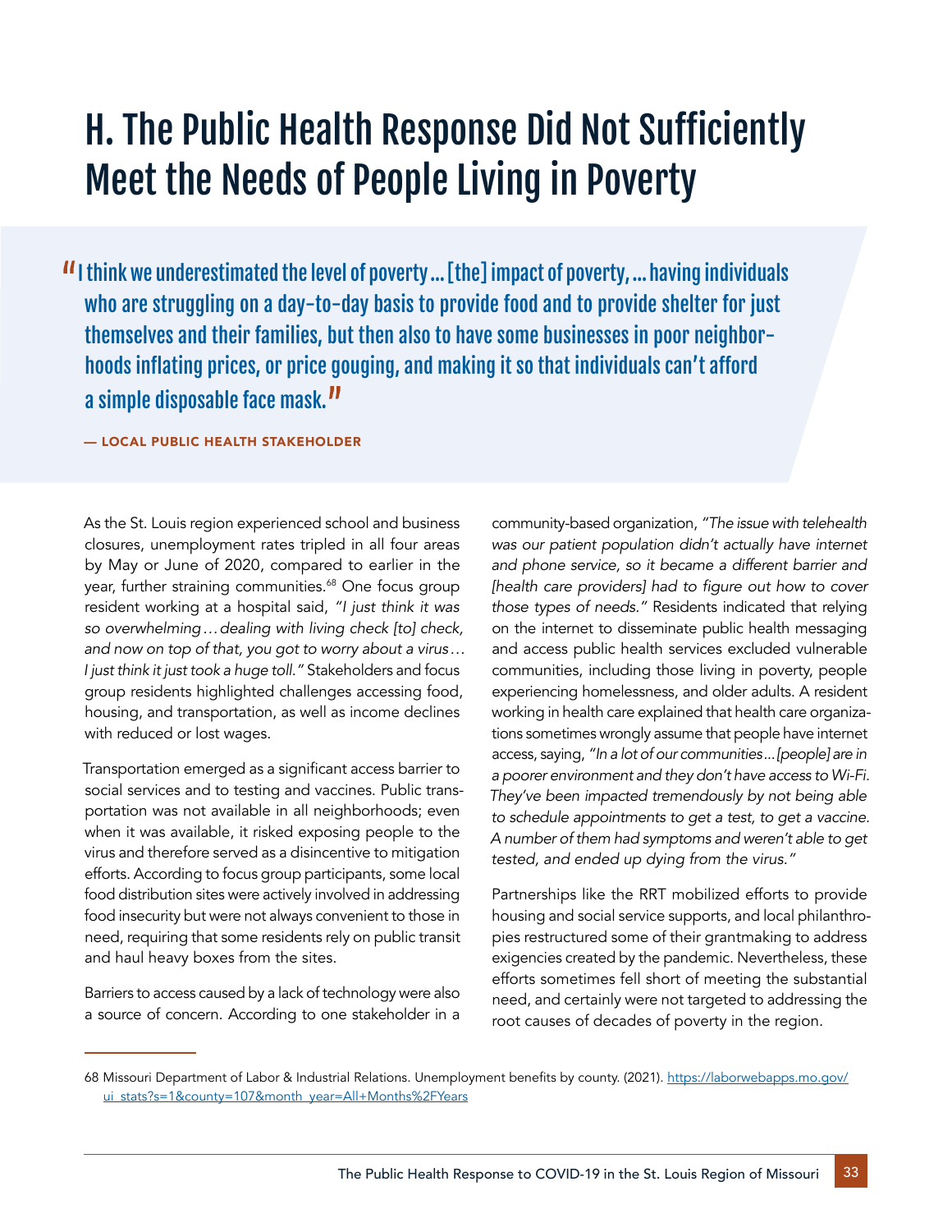# H. The Public Health Response Did Not Sufficiently Meet the Needs of People Living in Poverty

> "I think we underestimated the level of poverty ... [the] impact of poverty, ... having individuals who are struggling on a day-to-day basis to provide food and to provide shelter for just themselves and their families, but then also to have some businesses in poor neighborhoods inflating prices, or price gouging, and making it so that individuals can't afford a simple disposable face mask."
>
> **— LOCAL PUBLIC HEALTH STAKEHOLDER**

As the St. Louis region experienced school and business closures, unemployment rates tripled in all four areas by May or June of 2020, compared to earlier in the year, further straining communities.[68] One focus group resident working at a hospital said, *"I just think it was so overwhelming . . . dealing with living check [to] check, and now on top of that, you got to worry about a virus . . . I just think it just took a huge toll."* Stakeholders and focus group residents highlighted challenges accessing food, housing, and transportation, as well as income declines with reduced or lost wages.

Transportation emerged as a significant access barrier to social services and to testing and vaccines. Public transportation was not available in all neighborhoods; even when it was available, it risked exposing people to the virus and therefore served as a disincentive to mitigation efforts. According to focus group participants, some local food distribution sites were actively involved in addressing food insecurity but were not always convenient to those in need, requiring that some residents rely on public transit and haul heavy boxes from the sites.

Barriers to access caused by a lack of technology were also a source of concern. According to one stakeholder in a community-based organization, *"The issue with telehealth was our patient population didn't actually have internet and phone service, so it became a different barrier and [health care providers] had to figure out how to cover those types of needs."* Residents indicated that relying on the internet to disseminate public health messaging and access public health services excluded vulnerable communities, including those living in poverty, people experiencing homelessness, and older adults. A resident working in health care explained that health care organizations sometimes wrongly assume that people have internet access, saying, *"In a lot of our communities . . . [people] are in a poorer environment and they don't have access to Wi-Fi. They've been impacted tremendously by not being able to schedule appointments to get a test, to get a vaccine. A number of them had symptoms and weren't able to get tested, and ended up dying from the virus."*

Partnerships like the RRT mobilized efforts to provide housing and social service supports, and local philanthropies restructured some of their grantmaking to address exigencies created by the pandemic. Nevertheless, these efforts sometimes fell short of meeting the substantial need, and certainly were not targeted to addressing the root causes of decades of poverty in the region.

---

68 Missouri Department of Labor & Industrial Relations. Unemployment benefits by county. (2021). https://laborwebapps.mo.gov/ui_stats?s=1&county=107&month_year=All+Months%2FYears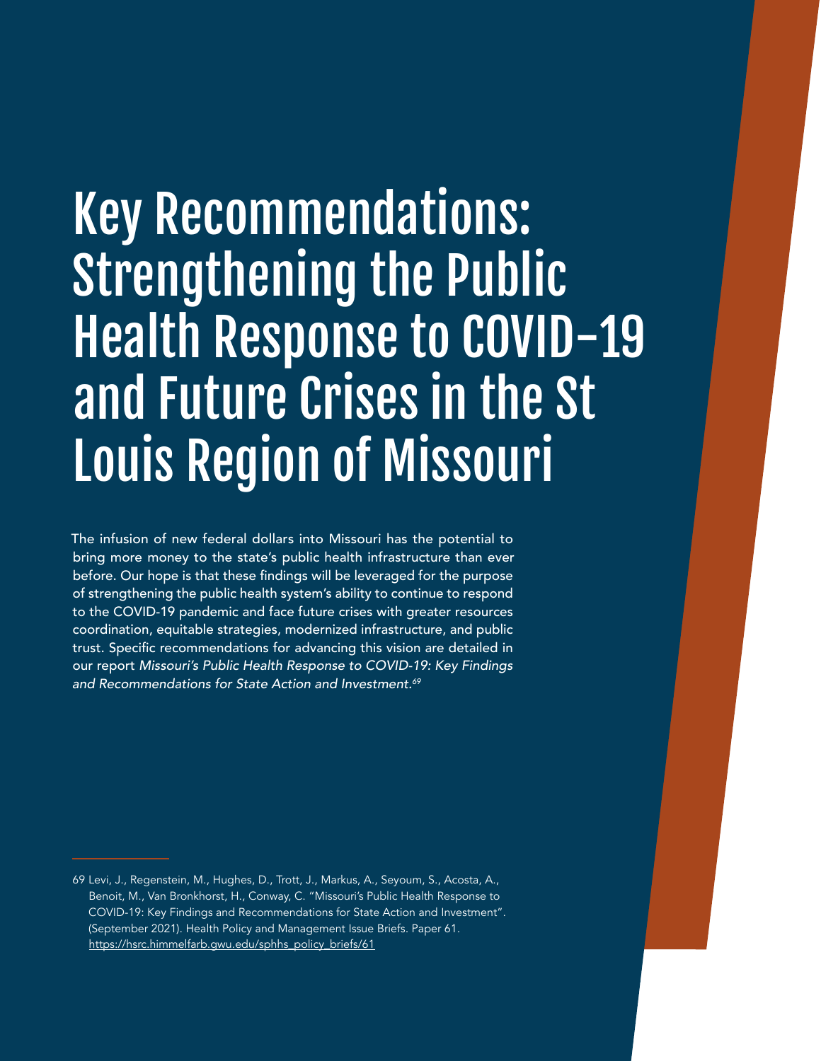# Key Recommendations: Strengthening the Public Health Response to COVID-19 and Future Crises in the St Louis Region of Missouri

The infusion of new federal dollars into Missouri has the potential to bring more money to the state's public health infrastructure than ever before. Our hope is that these findings will be leveraged for the purpose of strengthening the public health system's ability to continue to respond to the COVID-19 pandemic and face future crises with greater resources coordination, equitable strategies, modernized infrastructure, and public trust. Specific recommendations for advancing this vision are detailed in our report *Missouri's Public Health Response to COVID-19: Key Findings and Recommendations for State Action and Investment.*[69]

---

69 Levi, J., Regenstein, M., Hughes, D., Trott, J., Markus, A., Seyoum, S., Acosta, A., Benoit, M., Van Bronkhorst, H., Conway, C. "Missouri's Public Health Response to COVID-19: Key Findings and Recommendations for State Action and Investment". (September 2021). Health Policy and Management Issue Briefs. Paper 61. https://hsrc.himmelfarb.gwu.edu/sphhs_policy_briefs/61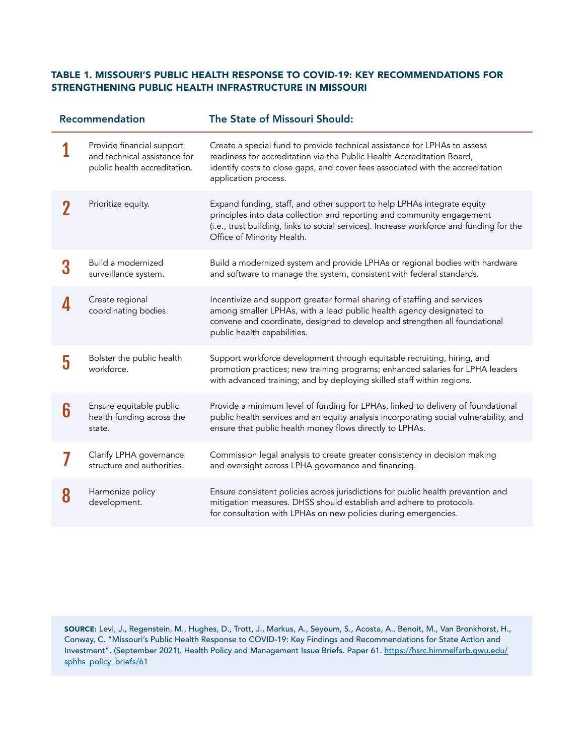### TABLE 1. MISSOURI'S PUBLIC HEALTH RESPONSE TO COVID-19: KEY RECOMMENDATIONS FOR STRENGTHENING PUBLIC HEALTH INFRASTRUCTURE IN MISSOURI

| | Recommendation | The State of Missouri Should: |
|---|---|---|
| 1 | Provide financial support and technical assistance for public health accreditation. | Create a special fund to provide technical assistance for LPHAs to assess readiness for accreditation via the Public Health Accreditation Board, identify costs to close gaps, and cover fees associated with the accreditation application process. |
| 2 | Prioritize equity. | Expand funding, staff, and other support to help LPHAs integrate equity principles into data collection and reporting and community engagement (i.e., trust building, links to social services). Increase workforce and funding for the Office of Minority Health. |
| 3 | Build a modernized surveillance system. | Build a modernized system and provide LPHAs or regional bodies with hardware and software to manage the system, consistent with federal standards. |
| 4 | Create regional coordinating bodies. | Incentivize and support greater formal sharing of staffing and services among smaller LPHAs, with a lead public health agency designated to convene and coordinate, designed to develop and strengthen all foundational public health capabilities. |
| 5 | Bolster the public health workforce. | Support workforce development through equitable recruiting, hiring, and promotion practices; new training programs; enhanced salaries for LPHA leaders with advanced training; and by deploying skilled staff within regions. |
| 6 | Ensure equitable public health funding across the state. | Provide a minimum level of funding for LPHAs, linked to delivery of foundational public health services and an equity analysis incorporating social vulnerability, and ensure that public health money flows directly to LPHAs. |
| 7 | Clarify LPHA governance structure and authorities. | Commission legal analysis to create greater consistency in decision making and oversight across LPHA governance and financing. |
| 8 | Harmonize policy development. | Ensure consistent policies across jurisdictions for public health prevention and mitigation measures. DHSS should establish and adhere to protocols for consultation with LPHAs on new policies during emergencies. |

**SOURCE:** Levi, J., Regenstein, M., Hughes, D., Trott, J., Markus, A., Seyoum, S., Acosta, A., Benoit, M., Van Bronkhorst, H., Conway, C. "Missouri's Public Health Response to COVID-19: Key Findings and Recommendations for State Action and Investment". (September 2021). Health Policy and Management Issue Briefs. Paper 61. https://hsrc.himmelfarb.gwu.edu/sphhs_policy_briefs/61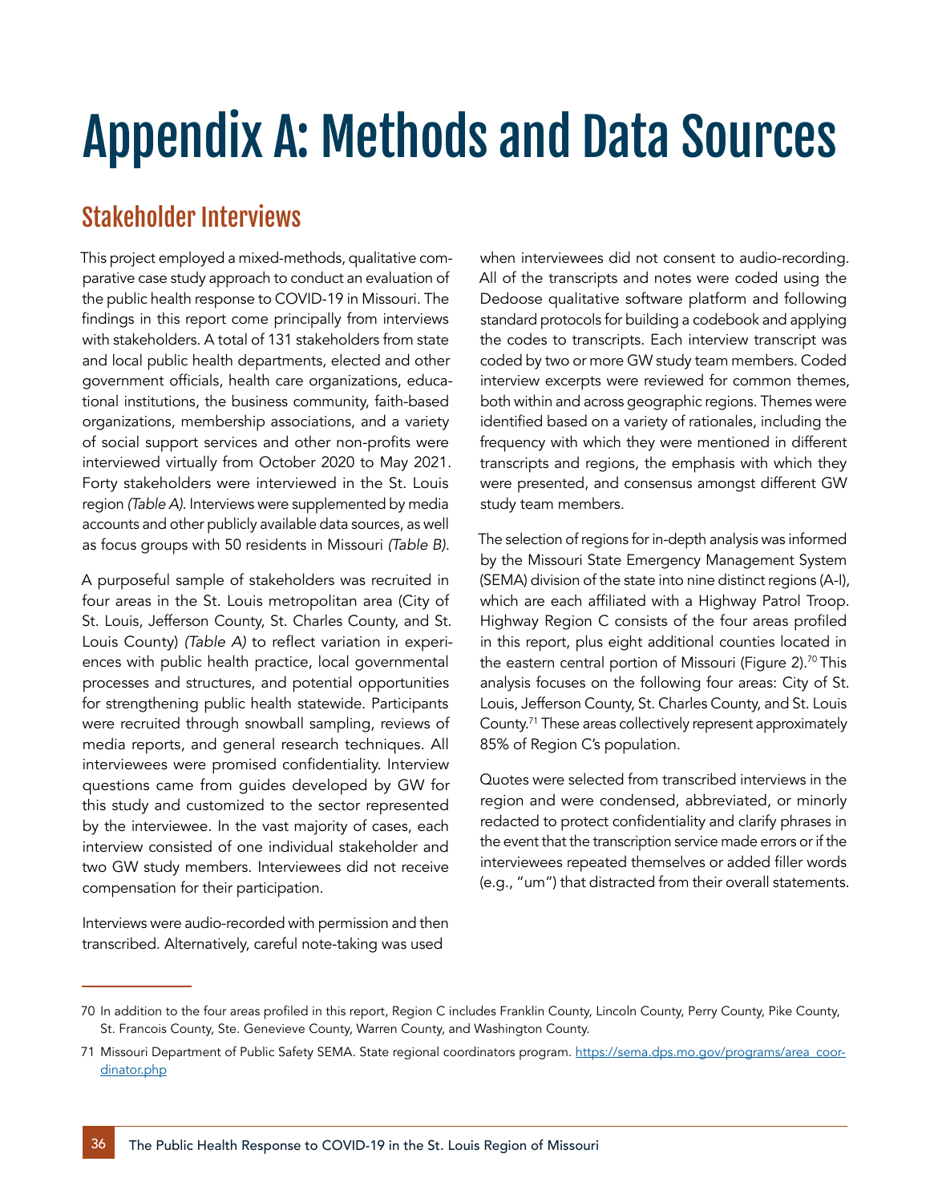# Appendix A: Methods and Data Sources

## Stakeholder Interviews

This project employed a mixed-methods, qualitative comparative case study approach to conduct an evaluation of the public health response to COVID-19 in Missouri. The findings in this report come principally from interviews with stakeholders. A total of 131 stakeholders from state and local public health departments, elected and other government officials, health care organizations, educational institutions, the business community, faith-based organizations, membership associations, and a variety of social support services and other non-profits were interviewed virtually from October 2020 to May 2021. Forty stakeholders were interviewed in the St. Louis region *(Table A)*. Interviews were supplemented by media accounts and other publicly available data sources, as well as focus groups with 50 residents in Missouri *(Table B)*.

A purposeful sample of stakeholders was recruited in four areas in the St. Louis metropolitan area (City of St. Louis, Jefferson County, St. Charles County, and St. Louis County) *(Table A)* to reflect variation in experiences with public health practice, local governmental processes and structures, and potential opportunities for strengthening public health statewide. Participants were recruited through snowball sampling, reviews of media reports, and general research techniques. All interviewees were promised confidentiality. Interview questions came from guides developed by GW for this study and customized to the sector represented by the interviewee. In the vast majority of cases, each interview consisted of one individual stakeholder and two GW study members. Interviewees did not receive compensation for their participation.

Interviews were audio-recorded with permission and then transcribed. Alternatively, careful note-taking was used when interviewees did not consent to audio-recording. All of the transcripts and notes were coded using the Dedoose qualitative software platform and following standard protocols for building a codebook and applying the codes to transcripts. Each interview transcript was coded by two or more GW study team members. Coded interview excerpts were reviewed for common themes, both within and across geographic regions. Themes were identified based on a variety of rationales, including the frequency with which they were mentioned in different transcripts and regions, the emphasis with which they were presented, and consensus amongst different GW study team members.

The selection of regions for in-depth analysis was informed by the Missouri State Emergency Management System (SEMA) division of the state into nine distinct regions (A-I), which are each affiliated with a Highway Patrol Troop. Highway Region C consists of the four areas profiled in this report, plus eight additional counties located in the eastern central portion of Missouri (Figure 2).[70] This analysis focuses on the following four areas: City of St. Louis, Jefferson County, St. Charles County, and St. Louis County.[71] These areas collectively represent approximately 85% of Region C's population.

Quotes were selected from transcribed interviews in the region and were condensed, abbreviated, or minorly redacted to protect confidentiality and clarify phrases in the event that the transcription service made errors or if the interviewees repeated themselves or added filler words (e.g., "um") that distracted from their overall statements.

---

70 In addition to the four areas profiled in this report, Region C includes Franklin County, Lincoln County, Perry County, Pike County, St. Francois County, Ste. Genevieve County, Warren County, and Washington County.

71 Missouri Department of Public Safety SEMA. State regional coordinators program. https://sema.dps.mo.gov/programs/area_coordinator.php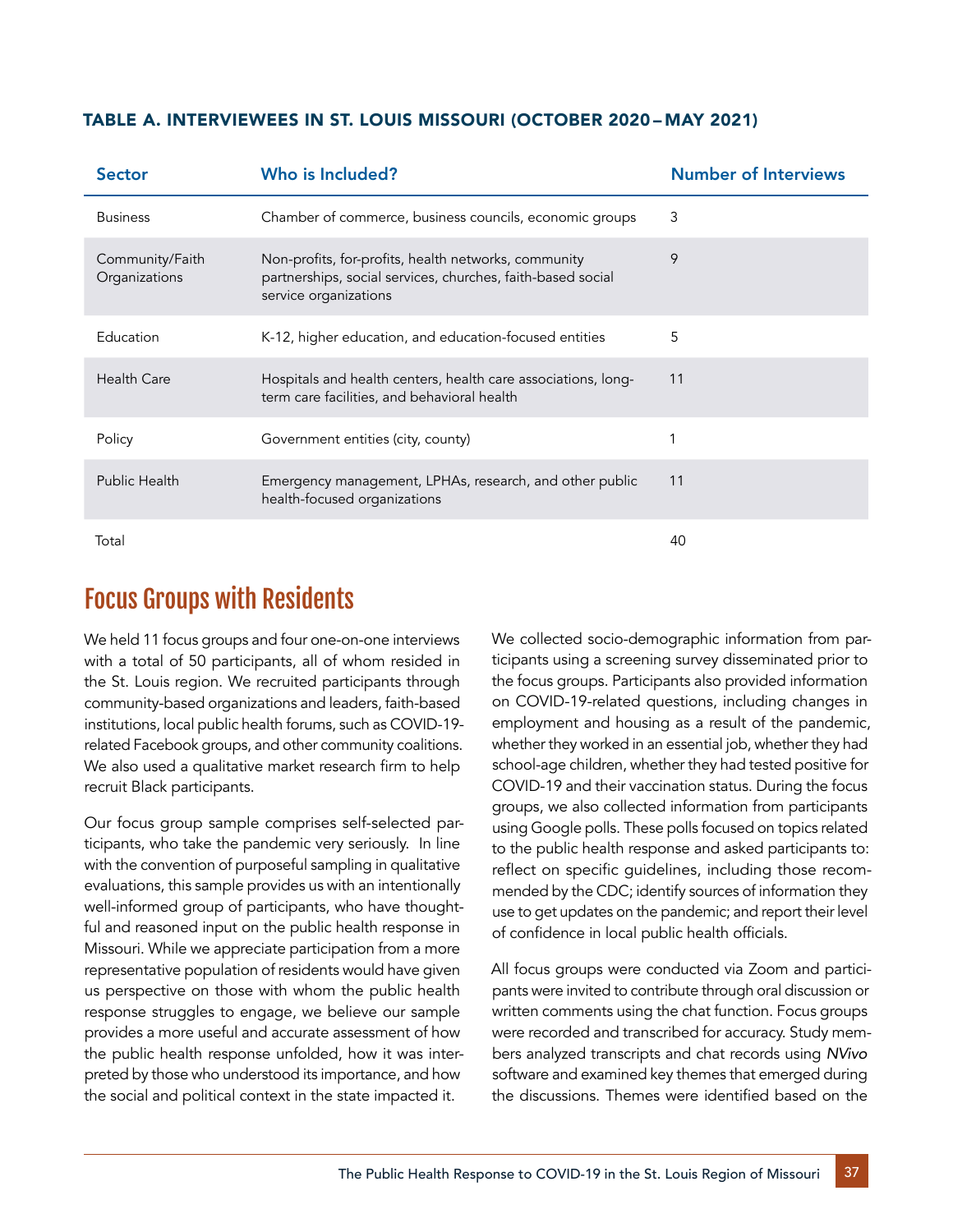### TABLE A. INTERVIEWEES IN ST. LOUIS MISSOURI (OCTOBER 2020 – MAY 2021)

| Sector | Who is Included? | Number of Interviews |
|---|---|---|
| Business | Chamber of commerce, business councils, economic groups | 3 |
| Community/Faith Organizations | Non-profits, for-profits, health networks, community partnerships, social services, churches, faith-based social service organizations | 9 |
| Education | K-12, higher education, and education-focused entities | 5 |
| Health Care | Hospitals and health centers, health care associations, long-term care facilities, and behavioral health | 11 |
| Policy | Government entities (city, county) | 1 |
| Public Health | Emergency management, LPHAs, research, and other public health-focused organizations | 11 |
| Total | | 40 |

## Focus Groups with Residents

We held 11 focus groups and four one-on-one interviews with a total of 50 participants, all of whom resided in the St. Louis region. We recruited participants through community-based organizations and leaders, faith-based institutions, local public health forums, such as COVID-19-related Facebook groups, and other community coalitions. We also used a qualitative market research firm to help recruit Black participants.

Our focus group sample comprises self-selected participants, who take the pandemic very seriously. In line with the convention of purposeful sampling in qualitative evaluations, this sample provides us with an intentionally well-informed group of participants, who have thoughtful and reasoned input on the public health response in Missouri. While we appreciate participation from a more representative population of residents would have given us perspective on those with whom the public health response struggles to engage, we believe our sample provides a more useful and accurate assessment of how the public health response unfolded, how it was interpreted by those who understood its importance, and how the social and political context in the state impacted it.

We collected socio-demographic information from participants using a screening survey disseminated prior to the focus groups. Participants also provided information on COVID-19-related questions, including changes in employment and housing as a result of the pandemic, whether they worked in an essential job, whether they had school-age children, whether they had tested positive for COVID-19 and their vaccination status. During the focus groups, we also collected information from participants using Google polls. These polls focused on topics related to the public health response and asked participants to: reflect on specific guidelines, including those recommended by the CDC; identify sources of information they use to get updates on the pandemic; and report their level of confidence in local public health officials.

All focus groups were conducted via Zoom and participants were invited to contribute through oral discussion or written comments using the chat function. Focus groups were recorded and transcribed for accuracy. Study members analyzed transcripts and chat records using *NVivo* software and examined key themes that emerged during the discussions. Themes were identified based on the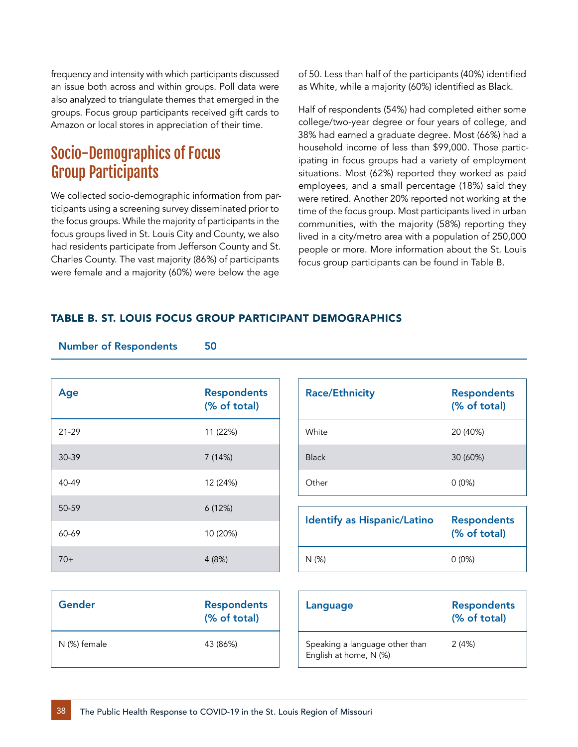frequency and intensity with which participants discussed an issue both across and within groups. Poll data were also analyzed to triangulate themes that emerged in the groups. Focus group participants received gift cards to Amazon or local stores in appreciation of their time.

## Socio-Demographics of Focus Group Participants

We collected socio-demographic information from participants using a screening survey disseminated prior to the focus groups. While the majority of participants in the focus groups lived in St. Louis City and County, we also had residents participate from Jefferson County and St. Charles County. The vast majority (86%) of participants were female and a majority (60%) were below the age of 50. Less than half of the participants (40%) identified as White, while a majority (60%) identified as Black.

Half of respondents (54%) had completed either some college/two-year degree or four years of college, and 38% had earned a graduate degree. Most (66%) had a household income of less than $99,000. Those participating in focus groups had a variety of employment situations. Most (62%) reported they worked as paid employees, and a small percentage (18%) said they were retired. Another 20% reported not working at the time of the focus group. Most participants lived in urban communities, with the majority (58%) reporting they lived in a city/metro area with a population of 250,000 people or more. More information about the St. Louis focus group participants can be found in Table B.

### TABLE B. ST. LOUIS FOCUS GROUP PARTICIPANT DEMOGRAPHICS

**Number of Respondents** 50

| Age | Respondents (% of total) |
|---|---|
| 21-29 | 11 (22%) |
| 30-39 | 7 (14%) |
| 40-49 | 12 (24%) |
| 50-59 | 6 (12%) |
| 60-69 | 10 (20%) |
| 70+ | 4 (8%) |

| Race/Ethnicity | Respondents (% of total) |
|---|---|
| White | 20 (40%) |
| Black | 30 (60%) |
| Other | 0 (0%) |

| Identify as Hispanic/Latino | Respondents (% of total) |
|---|---|
| N (%) | 0 (0%) |

| Gender | Respondents (% of total) |
|---|---|
| N (%) female | 43 (86%) |

| Language | Respondents (% of total) |
|---|---|
| Speaking a language other than English at home, N (%) | 2 (4%) |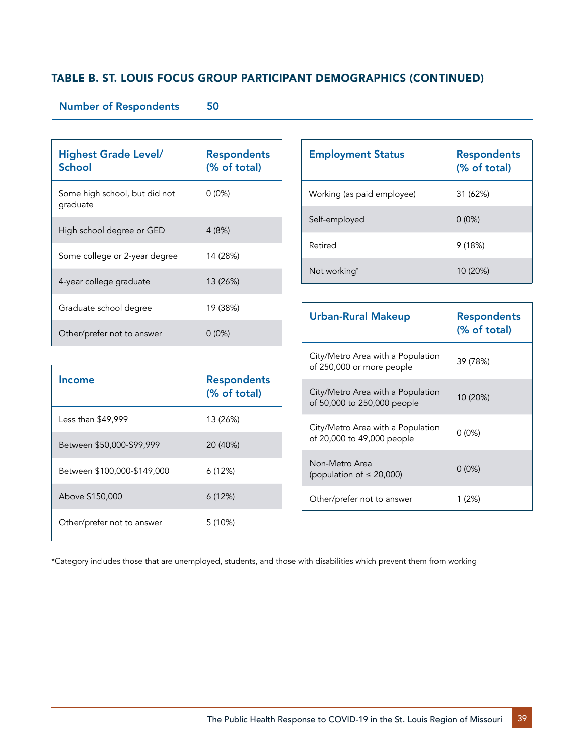## TABLE B. ST. LOUIS FOCUS GROUP PARTICIPANT DEMOGRAPHICS (CONTINUED)

| Number of Respondents | 50 |
|---|---|

| Highest Grade Level/ School | Respondents (% of total) |
|---|---|
| Some high school, but did not graduate | 0 (0%) |
| High school degree or GED | 4 (8%) |
| Some college or 2-year degree | 14 (28%) |
| 4-year college graduate | 13 (26%) |
| Graduate school degree | 19 (38%) |
| Other/prefer not to answer | 0 (0%) |

| Income | Respondents (% of total) |
|---|---|
| Less than $49,999 | 13 (26%) |
| Between $50,000-$99,999 | 20 (40%) |
| Between $100,000-$149,000 | 6 (12%) |
| Above $150,000 | 6 (12%) |
| Other/prefer not to answer | 5 (10%) |

| Employment Status | Respondents (% of total) |
|---|---|
| Working (as paid employee) | 31 (62%) |
| Self-employed | 0 (0%) |
| Retired | 9 (18%) |
| Not working* | 10 (20%) |

| Urban-Rural Makeup | Respondents (% of total) |
|---|---|
| City/Metro Area with a Population of 250,000 or more people | 39 (78%) |
| City/Metro Area with a Population of 50,000 to 250,000 people | 10 (20%) |
| City/Metro Area with a Population of 20,000 to 49,000 people | 0 (0%) |
| Non-Metro Area (population of ≤ 20,000) | 0 (0%) |
| Other/prefer not to answer | 1 (2%) |

*Category includes those that are unemployed, students, and those with disabilities which prevent them from working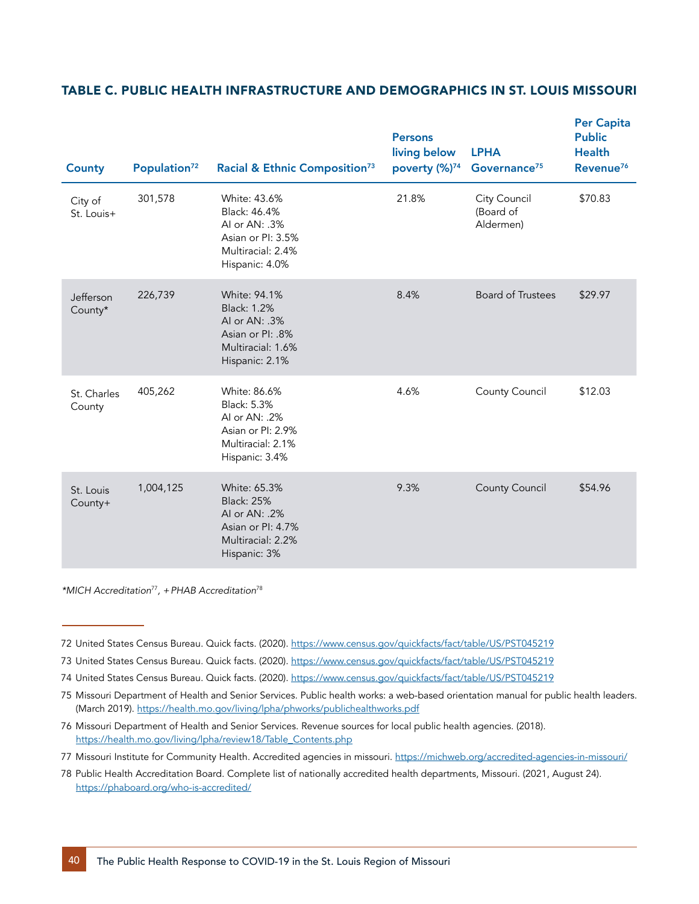### TABLE C. PUBLIC HEALTH INFRASTRUCTURE AND DEMOGRAPHICS IN ST. LOUIS MISSOURI

| County | Population[72] | Racial & Ethnic Composition[73] | Persons living below poverty (%)[74] | LPHA Governance[75] | Per Capita Public Health Revenue[76] |
|---|---|---|---|---|---|
| City of St. Louis+ | 301,578 | White: 43.6%<br>Black: 46.4%<br>AI or AN: .3%<br>Asian or PI: 3.5%<br>Multiracial: 2.4%<br>Hispanic: 4.0% | 21.8% | City Council (Board of Aldermen) | $70.83 |
| Jefferson County* | 226,739 | White: 94.1%<br>Black: 1.2%<br>AI or AN: .3%<br>Asian or PI: .8%<br>Multiracial: 1.6%<br>Hispanic: 2.1% | 8.4% | Board of Trustees | $29.97 |
| St. Charles County | 405,262 | White: 86.6%<br>Black: 5.3%<br>AI or AN: .2%<br>Asian or PI: 2.9%<br>Multiracial: 2.1%<br>Hispanic: 3.4% | 4.6% | County Council | $12.03 |
| St. Louis County+ | 1,004,125 | White: 65.3%<br>Black: 25%<br>AI or AN: .2%<br>Asian or PI: 4.7%<br>Multiracial: 2.2%<br>Hispanic: 3% | 9.3% | County Council | $54.96 |

*\*MICH Accreditation[77], +PHAB Accreditation[78]*

72 United States Census Bureau. Quick facts. (2020). https://www.census.gov/quickfacts/fact/table/US/PST045219

73 United States Census Bureau. Quick facts. (2020). https://www.census.gov/quickfacts/fact/table/US/PST045219

74 United States Census Bureau. Quick facts. (2020). https://www.census.gov/quickfacts/fact/table/US/PST045219

75 Missouri Department of Health and Senior Services. Public health works: a web-based orientation manual for public health leaders. (March 2019). https://health.mo.gov/living/lpha/phworks/publichealthworks.pdf

76 Missouri Department of Health and Senior Services. Revenue sources for local public health agencies. (2018). https://health.mo.gov/living/lpha/review18/Table_Contents.php

77 Missouri Institute for Community Health. Accredited agencies in missouri. https://michweb.org/accredited-agencies-in-missouri/

78 Public Health Accreditation Board. Complete list of nationally accredited health departments, Missouri. (2021, August 24). https://phaboard.org/who-is-accredited/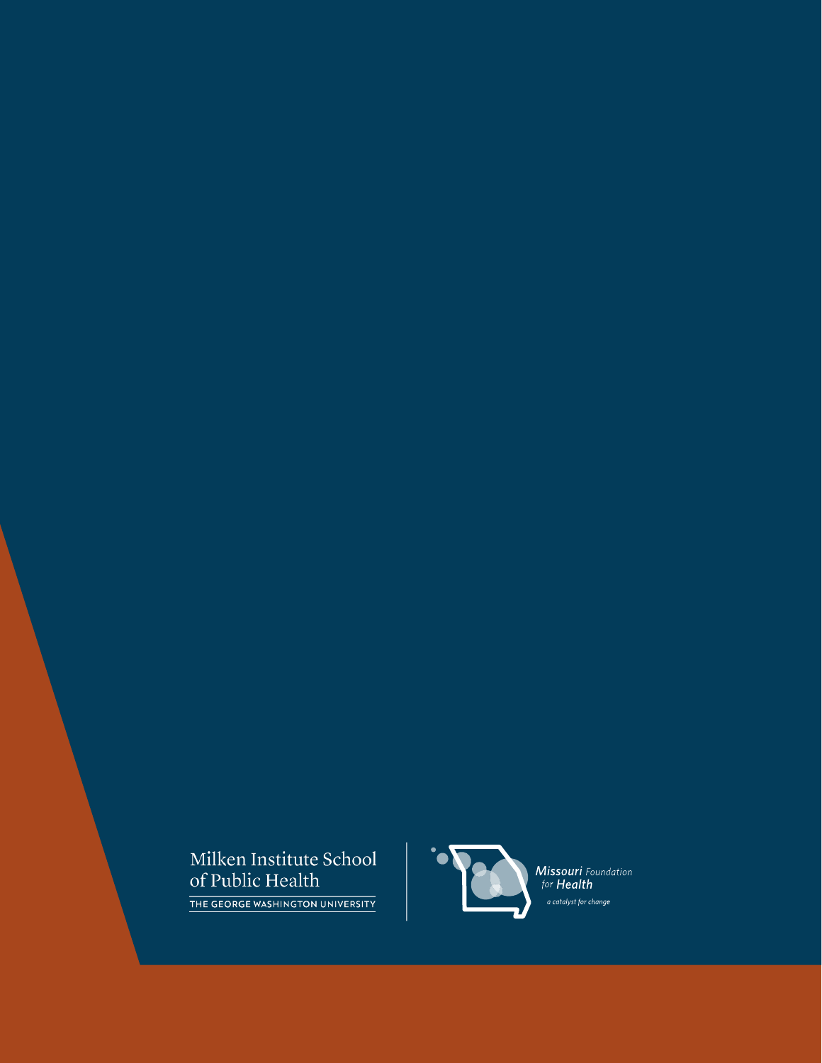Milken Institute School of Public Health

THE GEORGE WASHINGTON UNIVERSITY

Missouri Foundation for Health

a catalyst for change